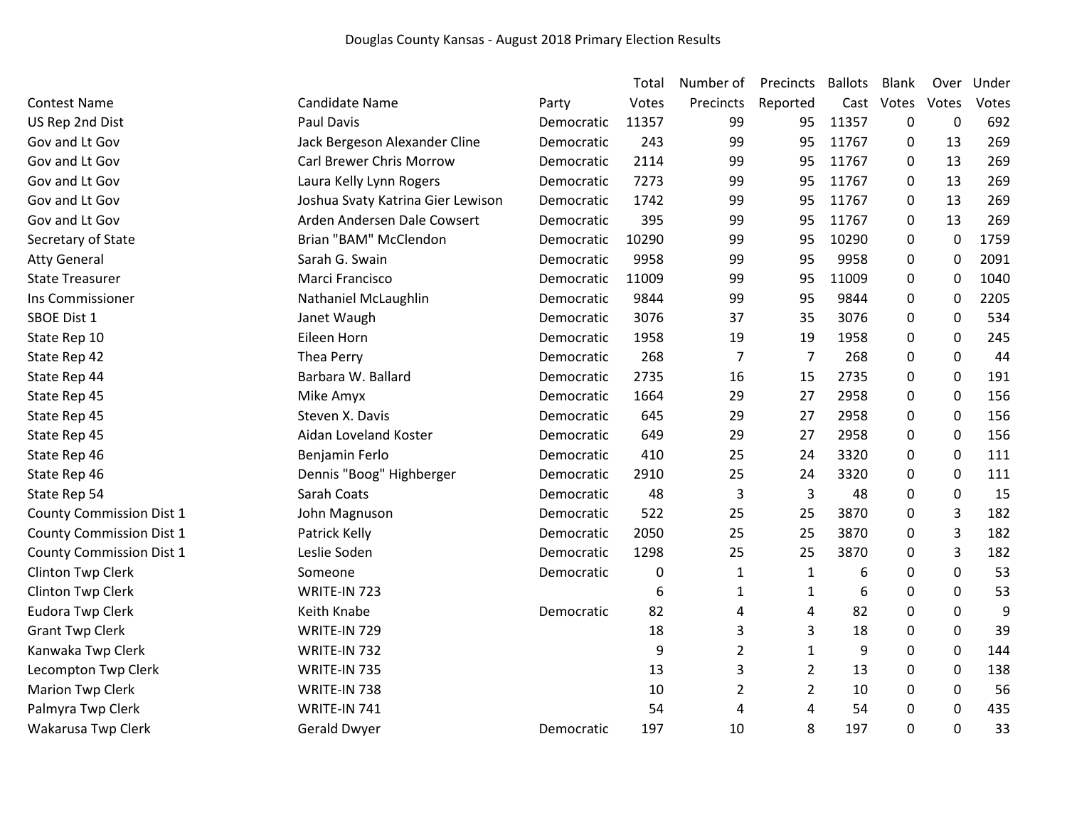# Douglas County Kansas - August 2018 Primary Election Results

| Contest Name | Candidate Name | Party | Total Votes | Number of Precincts | Precincts Reported | Ballots Cast | Blank Votes | Over Votes | Under Votes |
|---|---|---|---|---|---|---|---|---|---|
| US Rep 2nd Dist | Paul Davis | Democratic | 11357 | 99 | 95 | 11357 | 0 | 0 | 692 |
| Gov and Lt Gov | Jack Bergeson Alexander Cline | Democratic | 243 | 99 | 95 | 11767 | 0 | 13 | 269 |
| Gov and Lt Gov | Carl Brewer Chris Morrow | Democratic | 2114 | 99 | 95 | 11767 | 0 | 13 | 269 |
| Gov and Lt Gov | Laura Kelly Lynn Rogers | Democratic | 7273 | 99 | 95 | 11767 | 0 | 13 | 269 |
| Gov and Lt Gov | Joshua Svaty Katrina Gier Lewison | Democratic | 1742 | 99 | 95 | 11767 | 0 | 13 | 269 |
| Gov and Lt Gov | Arden Andersen Dale Cowsert | Democratic | 395 | 99 | 95 | 11767 | 0 | 13 | 269 |
| Secretary of State | Brian "BAM" McClendon | Democratic | 10290 | 99 | 95 | 10290 | 0 | 0 | 1759 |
| Atty General | Sarah G. Swain | Democratic | 9958 | 99 | 95 | 9958 | 0 | 0 | 2091 |
| State Treasurer | Marci Francisco | Democratic | 11009 | 99 | 95 | 11009 | 0 | 0 | 1040 |
| Ins Commissioner | Nathaniel McLaughlin | Democratic | 9844 | 99 | 95 | 9844 | 0 | 0 | 2205 |
| SBOE Dist 1 | Janet Waugh | Democratic | 3076 | 37 | 35 | 3076 | 0 | 0 | 534 |
| State Rep 10 | Eileen Horn | Democratic | 1958 | 19 | 19 | 1958 | 0 | 0 | 245 |
| State Rep 42 | Thea Perry | Democratic | 268 | 7 | 7 | 268 | 0 | 0 | 44 |
| State Rep 44 | Barbara W. Ballard | Democratic | 2735 | 16 | 15 | 2735 | 0 | 0 | 191 |
| State Rep 45 | Mike Amyx | Democratic | 1664 | 29 | 27 | 2958 | 0 | 0 | 156 |
| State Rep 45 | Steven X. Davis | Democratic | 645 | 29 | 27 | 2958 | 0 | 0 | 156 |
| State Rep 45 | Aidan Loveland Koster | Democratic | 649 | 29 | 27 | 2958 | 0 | 0 | 156 |
| State Rep 46 | Benjamin Ferlo | Democratic | 410 | 25 | 24 | 3320 | 0 | 0 | 111 |
| State Rep 46 | Dennis "Boog" Highberger | Democratic | 2910 | 25 | 24 | 3320 | 0 | 0 | 111 |
| State Rep 54 | Sarah Coats | Democratic | 48 | 3 | 3 | 48 | 0 | 0 | 15 |
| County Commission Dist 1 | John Magnuson | Democratic | 522 | 25 | 25 | 3870 | 0 | 3 | 182 |
| County Commission Dist 1 | Patrick Kelly | Democratic | 2050 | 25 | 25 | 3870 | 0 | 3 | 182 |
| County Commission Dist 1 | Leslie Soden | Democratic | 1298 | 25 | 25 | 3870 | 0 | 3 | 182 |
| Clinton Twp Clerk | Someone | Democratic | 0 | 1 | 1 | 6 | 0 | 0 | 53 |
| Clinton Twp Clerk | WRITE-IN 723 | | 6 | 1 | 1 | 6 | 0 | 0 | 53 |
| Eudora Twp Clerk | Keith Knabe | Democratic | 82 | 4 | 4 | 82 | 0 | 0 | 9 |
| Grant Twp Clerk | WRITE-IN 729 | | 18 | 3 | 3 | 18 | 0 | 0 | 39 |
| Kanwaka Twp Clerk | WRITE-IN 732 | | 9 | 2 | 1 | 9 | 0 | 0 | 144 |
| Lecompton Twp Clerk | WRITE-IN 735 | | 13 | 3 | 2 | 13 | 0 | 0 | 138 |
| Marion Twp Clerk | WRITE-IN 738 | | 10 | 2 | 2 | 10 | 0 | 0 | 56 |
| Palmyra Twp Clerk | WRITE-IN 741 | | 54 | 4 | 4 | 54 | 0 | 0 | 435 |
| Wakarusa Twp Clerk | Gerald Dwyer | Democratic | 197 | 10 | 8 | 197 | 0 | 0 | 33 |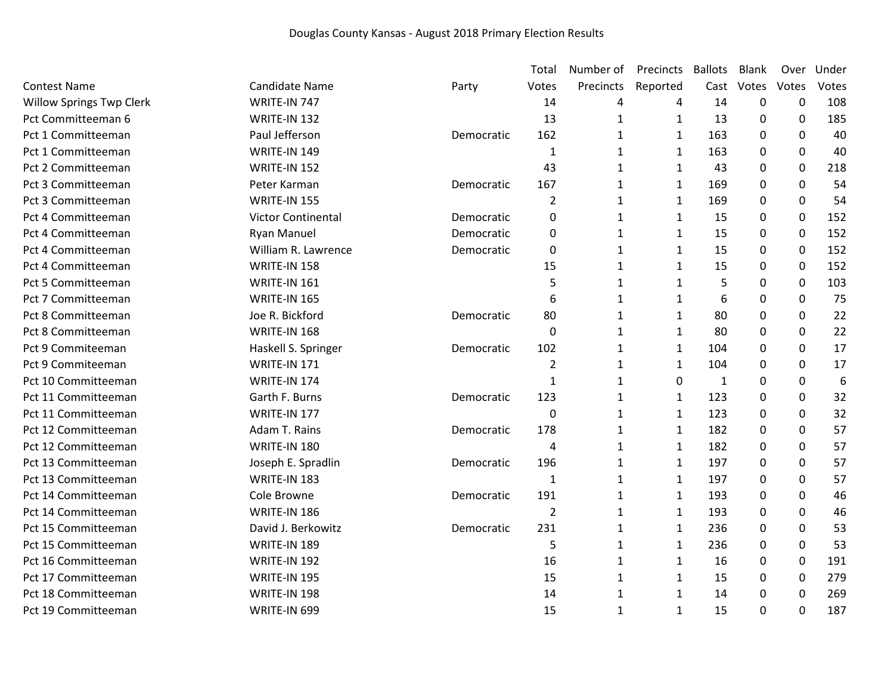Douglas County Kansas - August 2018 Primary Election Results

| Contest Name | Candidate Name | Party | Total Votes | Number of Precincts | Precincts Reported | Ballots Cast | Blank Votes | Over Votes | Under Votes |
|---|---|---|---|---|---|---|---|---|---|
| Willow Springs Twp Clerk | WRITE-IN 747 | | 14 | 4 | 4 | 14 | 0 | 0 | 108 |
| Pct Committeeman 6 | WRITE-IN 132 | | 13 | 1 | 1 | 13 | 0 | 0 | 185 |
| Pct 1 Committeeman | Paul Jefferson | Democratic | 162 | 1 | 1 | 163 | 0 | 0 | 40 |
| Pct 1 Committeeman | WRITE-IN 149 | | 1 | 1 | 1 | 163 | 0 | 0 | 40 |
| Pct 2 Committeeman | WRITE-IN 152 | | 43 | 1 | 1 | 43 | 0 | 0 | 218 |
| Pct 3 Committeeman | Peter Karman | Democratic | 167 | 1 | 1 | 169 | 0 | 0 | 54 |
| Pct 3 Committeeman | WRITE-IN 155 | | 2 | 1 | 1 | 169 | 0 | 0 | 54 |
| Pct 4 Committeeman | Victor Continental | Democratic | 0 | 1 | 1 | 15 | 0 | 0 | 152 |
| Pct 4 Committeeman | Ryan Manuel | Democratic | 0 | 1 | 1 | 15 | 0 | 0 | 152 |
| Pct 4 Committeeman | William R. Lawrence | Democratic | 0 | 1 | 1 | 15 | 0 | 0 | 152 |
| Pct 4 Committeeman | WRITE-IN 158 | | 15 | 1 | 1 | 15 | 0 | 0 | 152 |
| Pct 5 Committeeman | WRITE-IN 161 | | 5 | 1 | 1 | 5 | 0 | 0 | 103 |
| Pct 7 Committeeman | WRITE-IN 165 | | 6 | 1 | 1 | 6 | 0 | 0 | 75 |
| Pct 8 Committeeman | Joe R. Bickford | Democratic | 80 | 1 | 1 | 80 | 0 | 0 | 22 |
| Pct 8 Committeeman | WRITE-IN 168 | | 0 | 1 | 1 | 80 | 0 | 0 | 22 |
| Pct 9 Commiteeman | Haskell S. Springer | Democratic | 102 | 1 | 1 | 104 | 0 | 0 | 17 |
| Pct 9 Commiteeman | WRITE-IN 171 | | 2 | 1 | 1 | 104 | 0 | 0 | 17 |
| Pct 10 Committeeman | WRITE-IN 174 | | 1 | 1 | 0 | 1 | 0 | 0 | 6 |
| Pct 11 Committeeman | Garth F. Burns | Democratic | 123 | 1 | 1 | 123 | 0 | 0 | 32 |
| Pct 11 Committeeman | WRITE-IN 177 | | 0 | 1 | 1 | 123 | 0 | 0 | 32 |
| Pct 12 Committeeman | Adam T. Rains | Democratic | 178 | 1 | 1 | 182 | 0 | 0 | 57 |
| Pct 12 Committeeman | WRITE-IN 180 | | 4 | 1 | 1 | 182 | 0 | 0 | 57 |
| Pct 13 Committeeman | Joseph E. Spradlin | Democratic | 196 | 1 | 1 | 197 | 0 | 0 | 57 |
| Pct 13 Committeeman | WRITE-IN 183 | | 1 | 1 | 1 | 197 | 0 | 0 | 57 |
| Pct 14 Committeeman | Cole Browne | Democratic | 191 | 1 | 1 | 193 | 0 | 0 | 46 |
| Pct 14 Committeeman | WRITE-IN 186 | | 2 | 1 | 1 | 193 | 0 | 0 | 46 |
| Pct 15 Committeeman | David J. Berkowitz | Democratic | 231 | 1 | 1 | 236 | 0 | 0 | 53 |
| Pct 15 Committeeman | WRITE-IN 189 | | 5 | 1 | 1 | 236 | 0 | 0 | 53 |
| Pct 16 Committeeman | WRITE-IN 192 | | 16 | 1 | 1 | 16 | 0 | 0 | 191 |
| Pct 17 Committeeman | WRITE-IN 195 | | 15 | 1 | 1 | 15 | 0 | 0 | 279 |
| Pct 18 Committeeman | WRITE-IN 198 | | 14 | 1 | 1 | 14 | 0 | 0 | 269 |
| Pct 19 Committeeman | WRITE-IN 699 | | 15 | 1 | 1 | 15 | 0 | 0 | 187 |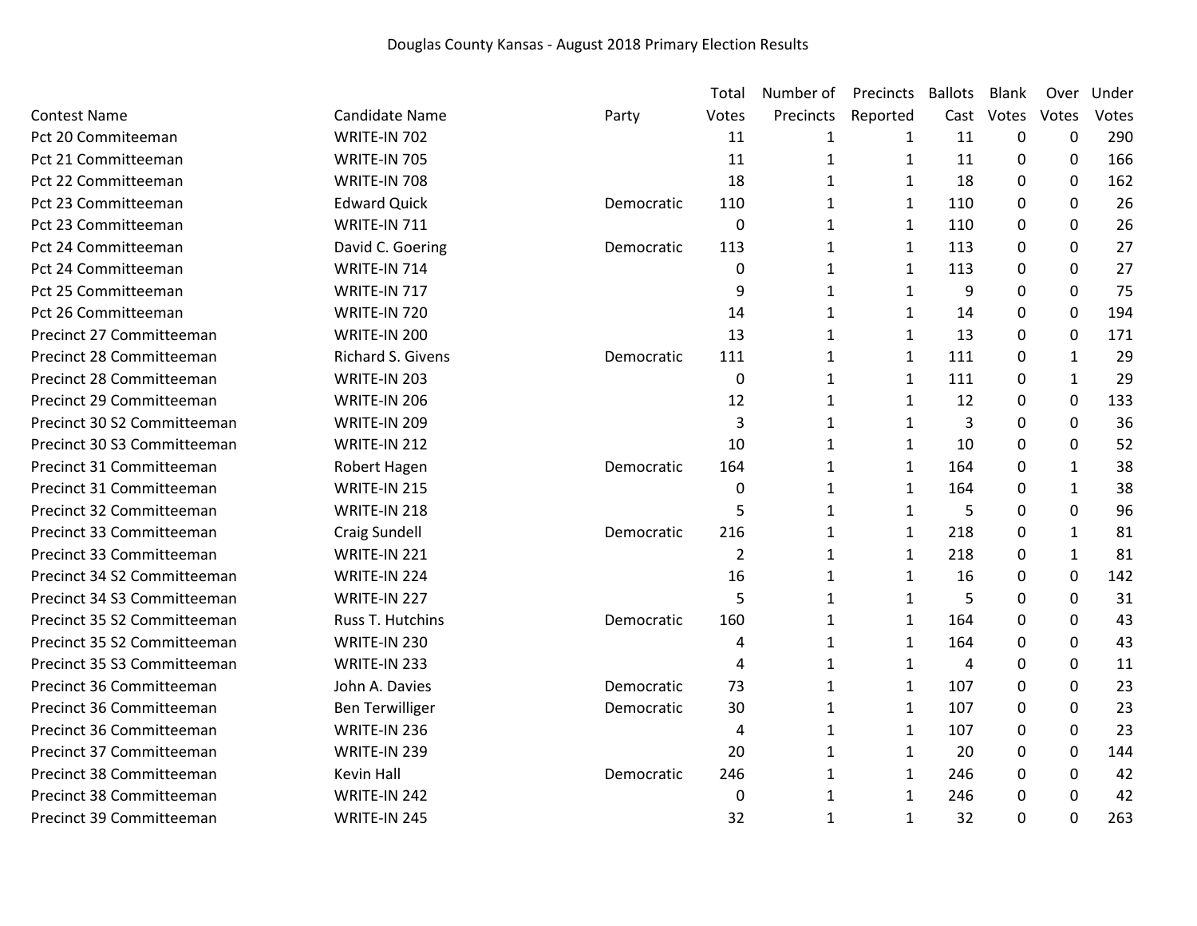Douglas County Kansas - August 2018 Primary Election Results

| Contest Name | Candidate Name | Party | Total Votes | Number of Precincts | Precincts Reported | Ballots Cast | Blank Votes | Over Votes | Under Votes |
|---|---|---|---|---|---|---|---|---|---|
| Pct 20 Commiteeman | WRITE-IN 702 | | 11 | 1 | 1 | 11 | 0 | 0 | 290 |
| Pct 21 Committeeman | WRITE-IN 705 | | 11 | 1 | 1 | 11 | 0 | 0 | 166 |
| Pct 22 Committeeman | WRITE-IN 708 | | 18 | 1 | 1 | 18 | 0 | 0 | 162 |
| Pct 23 Committeeman | Edward Quick | Democratic | 110 | 1 | 1 | 110 | 0 | 0 | 26 |
| Pct 23 Committeeman | WRITE-IN 711 | | 0 | 1 | 1 | 110 | 0 | 0 | 26 |
| Pct 24 Committeeman | David C. Goering | Democratic | 113 | 1 | 1 | 113 | 0 | 0 | 27 |
| Pct 24 Committeeman | WRITE-IN 714 | | 0 | 1 | 1 | 113 | 0 | 0 | 27 |
| Pct 25 Committeeman | WRITE-IN 717 | | 9 | 1 | 1 | 9 | 0 | 0 | 75 |
| Pct 26 Committeeman | WRITE-IN 720 | | 14 | 1 | 1 | 14 | 0 | 0 | 194 |
| Precinct 27 Committeeman | WRITE-IN 200 | | 13 | 1 | 1 | 13 | 0 | 0 | 171 |
| Precinct 28 Committeeman | Richard S. Givens | Democratic | 111 | 1 | 1 | 111 | 0 | 1 | 29 |
| Precinct 28 Committeeman | WRITE-IN 203 | | 0 | 1 | 1 | 111 | 0 | 1 | 29 |
| Precinct 29 Committeeman | WRITE-IN 206 | | 12 | 1 | 1 | 12 | 0 | 0 | 133 |
| Precinct 30 S2 Committeeman | WRITE-IN 209 | | 3 | 1 | 1 | 3 | 0 | 0 | 36 |
| Precinct 30 S3 Committeeman | WRITE-IN 212 | | 10 | 1 | 1 | 10 | 0 | 0 | 52 |
| Precinct 31 Committeeman | Robert Hagen | Democratic | 164 | 1 | 1 | 164 | 0 | 1 | 38 |
| Precinct 31 Committeeman | WRITE-IN 215 | | 0 | 1 | 1 | 164 | 0 | 1 | 38 |
| Precinct 32 Committeeman | WRITE-IN 218 | | 5 | 1 | 1 | 5 | 0 | 0 | 96 |
| Precinct 33 Committeeman | Craig Sundell | Democratic | 216 | 1 | 1 | 218 | 0 | 1 | 81 |
| Precinct 33 Committeeman | WRITE-IN 221 | | 2 | 1 | 1 | 218 | 0 | 1 | 81 |
| Precinct 34 S2 Committeeman | WRITE-IN 224 | | 16 | 1 | 1 | 16 | 0 | 0 | 142 |
| Precinct 34 S3 Committeeman | WRITE-IN 227 | | 5 | 1 | 1 | 5 | 0 | 0 | 31 |
| Precinct 35 S2 Committeeman | Russ T. Hutchins | Democratic | 160 | 1 | 1 | 164 | 0 | 0 | 43 |
| Precinct 35 S2 Committeeman | WRITE-IN 230 | | 4 | 1 | 1 | 164 | 0 | 0 | 43 |
| Precinct 35 S3 Committeeman | WRITE-IN 233 | | 4 | 1 | 1 | 4 | 0 | 0 | 11 |
| Precinct 36 Committeeman | John A. Davies | Democratic | 73 | 1 | 1 | 107 | 0 | 0 | 23 |
| Precinct 36 Committeeman | Ben Terwilliger | Democratic | 30 | 1 | 1 | 107 | 0 | 0 | 23 |
| Precinct 36 Committeeman | WRITE-IN 236 | | 4 | 1 | 1 | 107 | 0 | 0 | 23 |
| Precinct 37 Committeeman | WRITE-IN 239 | | 20 | 1 | 1 | 20 | 0 | 0 | 144 |
| Precinct 38 Committeeman | Kevin Hall | Democratic | 246 | 1 | 1 | 246 | 0 | 0 | 42 |
| Precinct 38 Committeeman | WRITE-IN 242 | | 0 | 1 | 1 | 246 | 0 | 0 | 42 |
| Precinct 39 Committeeman | WRITE-IN 245 | | 32 | 1 | 1 | 32 | 0 | 0 | 263 |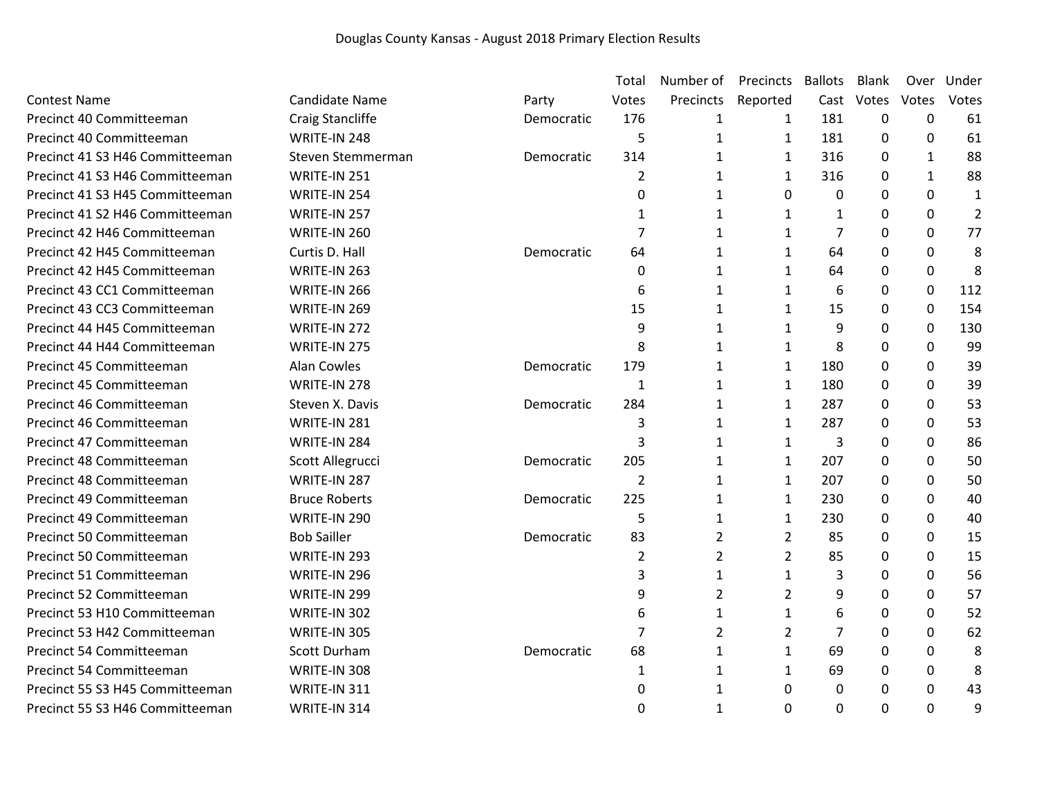Douglas County Kansas - August 2018 Primary Election Results

| Contest Name | Candidate Name | Party | Total Votes | Number of Precincts | Precincts Reported | Ballots Cast | Blank Votes | Over Votes | Under Votes |
|---|---|---|---|---|---|---|---|---|---|
| Precinct 40 Committeeman | Craig Stancliffe | Democratic | 176 | 1 | 1 | 181 | 0 | 0 | 61 |
| Precinct 40 Committeeman | WRITE-IN 248 | | 5 | 1 | 1 | 181 | 0 | 0 | 61 |
| Precinct 41 S3 H46 Committeeman | Steven Stemmerman | Democratic | 314 | 1 | 1 | 316 | 0 | 1 | 88 |
| Precinct 41 S3 H46 Committeeman | WRITE-IN 251 | | 2 | 1 | 1 | 316 | 0 | 1 | 88 |
| Precinct 41 S3 H45 Committeeman | WRITE-IN 254 | | 0 | 1 | 0 | 0 | 0 | 0 | 1 |
| Precinct 41 S2 H46 Committeeman | WRITE-IN 257 | | 1 | 1 | 1 | 1 | 0 | 0 | 2 |
| Precinct 42 H46 Committeeman | WRITE-IN 260 | | 7 | 1 | 1 | 7 | 0 | 0 | 77 |
| Precinct 42 H45 Committeeman | Curtis D. Hall | Democratic | 64 | 1 | 1 | 64 | 0 | 0 | 8 |
| Precinct 42 H45 Committeeman | WRITE-IN 263 | | 0 | 1 | 1 | 64 | 0 | 0 | 8 |
| Precinct 43 CC1 Committeeman | WRITE-IN 266 | | 6 | 1 | 1 | 6 | 0 | 0 | 112 |
| Precinct 43 CC3 Committeeman | WRITE-IN 269 | | 15 | 1 | 1 | 15 | 0 | 0 | 154 |
| Precinct 44 H45 Committeeman | WRITE-IN 272 | | 9 | 1 | 1 | 9 | 0 | 0 | 130 |
| Precinct 44 H44 Committeeman | WRITE-IN 275 | | 8 | 1 | 1 | 8 | 0 | 0 | 99 |
| Precinct 45 Committeeman | Alan Cowles | Democratic | 179 | 1 | 1 | 180 | 0 | 0 | 39 |
| Precinct 45 Committeeman | WRITE-IN 278 | | 1 | 1 | 1 | 180 | 0 | 0 | 39 |
| Precinct 46 Committeeman | Steven X. Davis | Democratic | 284 | 1 | 1 | 287 | 0 | 0 | 53 |
| Precinct 46 Committeeman | WRITE-IN 281 | | 3 | 1 | 1 | 287 | 0 | 0 | 53 |
| Precinct 47 Committeeman | WRITE-IN 284 | | 3 | 1 | 1 | 3 | 0 | 0 | 86 |
| Precinct 48 Committeeman | Scott Allegrucci | Democratic | 205 | 1 | 1 | 207 | 0 | 0 | 50 |
| Precinct 48 Committeeman | WRITE-IN 287 | | 2 | 1 | 1 | 207 | 0 | 0 | 50 |
| Precinct 49 Committeeman | Bruce Roberts | Democratic | 225 | 1 | 1 | 230 | 0 | 0 | 40 |
| Precinct 49 Committeeman | WRITE-IN 290 | | 5 | 1 | 1 | 230 | 0 | 0 | 40 |
| Precinct 50 Committeeman | Bob Sailler | Democratic | 83 | 2 | 2 | 85 | 0 | 0 | 15 |
| Precinct 50 Committeeman | WRITE-IN 293 | | 2 | 2 | 2 | 85 | 0 | 0 | 15 |
| Precinct 51 Committeeman | WRITE-IN 296 | | 3 | 1 | 1 | 3 | 0 | 0 | 56 |
| Precinct 52 Committeeman | WRITE-IN 299 | | 9 | 2 | 2 | 9 | 0 | 0 | 57 |
| Precinct 53 H10 Committeeman | WRITE-IN 302 | | 6 | 1 | 1 | 6 | 0 | 0 | 52 |
| Precinct 53 H42 Committeeman | WRITE-IN 305 | | 7 | 2 | 2 | 7 | 0 | 0 | 62 |
| Precinct 54 Committeeman | Scott Durham | Democratic | 68 | 1 | 1 | 69 | 0 | 0 | 8 |
| Precinct 54 Committeeman | WRITE-IN 308 | | 1 | 1 | 1 | 69 | 0 | 0 | 8 |
| Precinct 55 S3 H45 Committeeman | WRITE-IN 311 | | 0 | 1 | 0 | 0 | 0 | 0 | 43 |
| Precinct 55 S3 H46 Committeeman | WRITE-IN 314 | | 0 | 1 | 0 | 0 | 0 | 0 | 9 |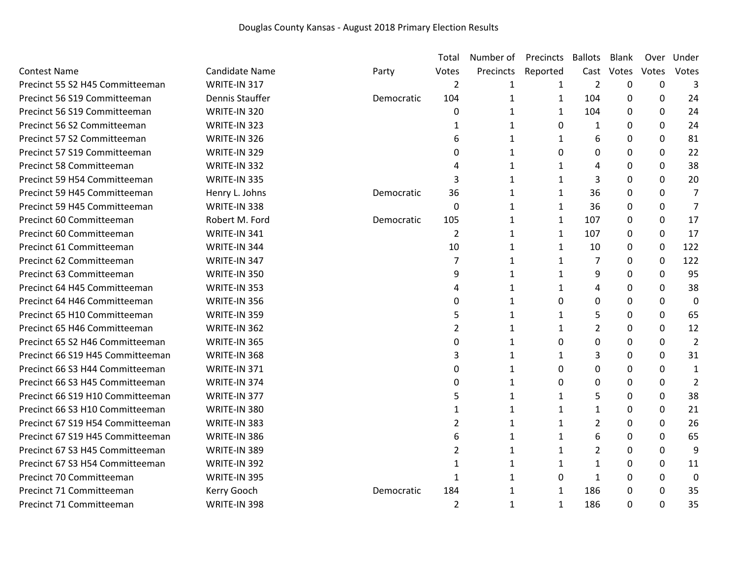Douglas County Kansas - August 2018 Primary Election Results

| Contest Name | Candidate Name | Party | Total Votes | Number of Precincts | Precincts Reported | Ballots Cast | Blank Votes | Over Votes | Under Votes |
|---|---|---|---|---|---|---|---|---|---|
| Precinct 55 S2 H45 Committeeman | WRITE-IN 317 | | 2 | 1 | 1 | 2 | 0 | 0 | 3 |
| Precinct 56 S19 Committeeman | Dennis Stauffer | Democratic | 104 | 1 | 1 | 104 | 0 | 0 | 24 |
| Precinct 56 S19 Committeeman | WRITE-IN 320 | | 0 | 1 | 1 | 104 | 0 | 0 | 24 |
| Precinct 56 S2 Committeeman | WRITE-IN 323 | | 1 | 1 | 0 | 1 | 0 | 0 | 24 |
| Precinct 57 S2 Committeeman | WRITE-IN 326 | | 6 | 1 | 1 | 6 | 0 | 0 | 81 |
| Precinct 57 S19 Committeeman | WRITE-IN 329 | | 0 | 1 | 0 | 0 | 0 | 0 | 22 |
| Precinct 58 Committeeman | WRITE-IN 332 | | 4 | 1 | 1 | 4 | 0 | 0 | 38 |
| Precinct 59 H54 Committeeman | WRITE-IN 335 | | 3 | 1 | 1 | 3 | 0 | 0 | 20 |
| Precinct 59 H45 Committeeman | Henry L. Johns | Democratic | 36 | 1 | 1 | 36 | 0 | 0 | 7 |
| Precinct 59 H45 Committeeman | WRITE-IN 338 | | 0 | 1 | 1 | 36 | 0 | 0 | 7 |
| Precinct 60 Committeeman | Robert M. Ford | Democratic | 105 | 1 | 1 | 107 | 0 | 0 | 17 |
| Precinct 60 Committeeman | WRITE-IN 341 | | 2 | 1 | 1 | 107 | 0 | 0 | 17 |
| Precinct 61 Committeeman | WRITE-IN 344 | | 10 | 1 | 1 | 10 | 0 | 0 | 122 |
| Precinct 62 Committeeman | WRITE-IN 347 | | 7 | 1 | 1 | 7 | 0 | 0 | 122 |
| Precinct 63 Committeeman | WRITE-IN 350 | | 9 | 1 | 1 | 9 | 0 | 0 | 95 |
| Precinct 64 H45 Committeeman | WRITE-IN 353 | | 4 | 1 | 1 | 4 | 0 | 0 | 38 |
| Precinct 64 H46 Committeeman | WRITE-IN 356 | | 0 | 1 | 0 | 0 | 0 | 0 | 0 |
| Precinct 65 H10 Committeeman | WRITE-IN 359 | | 5 | 1 | 1 | 5 | 0 | 0 | 65 |
| Precinct 65 H46 Committeeman | WRITE-IN 362 | | 2 | 1 | 1 | 2 | 0 | 0 | 12 |
| Precinct 65 S2 H46 Committeeman | WRITE-IN 365 | | 0 | 1 | 0 | 0 | 0 | 0 | 2 |
| Precinct 66 S19 H45 Committeeman | WRITE-IN 368 | | 3 | 1 | 1 | 3 | 0 | 0 | 31 |
| Precinct 66 S3 H44 Committeeman | WRITE-IN 371 | | 0 | 1 | 0 | 0 | 0 | 0 | 1 |
| Precinct 66 S3 H45 Committeeman | WRITE-IN 374 | | 0 | 1 | 0 | 0 | 0 | 0 | 2 |
| Precinct 66 S19 H10 Committeeman | WRITE-IN 377 | | 5 | 1 | 1 | 5 | 0 | 0 | 38 |
| Precinct 66 S3 H10 Committeeman | WRITE-IN 380 | | 1 | 1 | 1 | 1 | 0 | 0 | 21 |
| Precinct 67 S19 H54 Committeeman | WRITE-IN 383 | | 2 | 1 | 1 | 2 | 0 | 0 | 26 |
| Precinct 67 S19 H45 Committeeman | WRITE-IN 386 | | 6 | 1 | 1 | 6 | 0 | 0 | 65 |
| Precinct 67 S3 H45 Committeeman | WRITE-IN 389 | | 2 | 1 | 1 | 2 | 0 | 0 | 9 |
| Precinct 67 S3 H54 Committeeman | WRITE-IN 392 | | 1 | 1 | 1 | 1 | 0 | 0 | 11 |
| Precinct 70 Committeeman | WRITE-IN 395 | | 1 | 1 | 0 | 1 | 0 | 0 | 0 |
| Precinct 71 Committeeman | Kerry Gooch | Democratic | 184 | 1 | 1 | 186 | 0 | 0 | 35 |
| Precinct 71 Committeeman | WRITE-IN 398 | | 2 | 1 | 1 | 186 | 0 | 0 | 35 |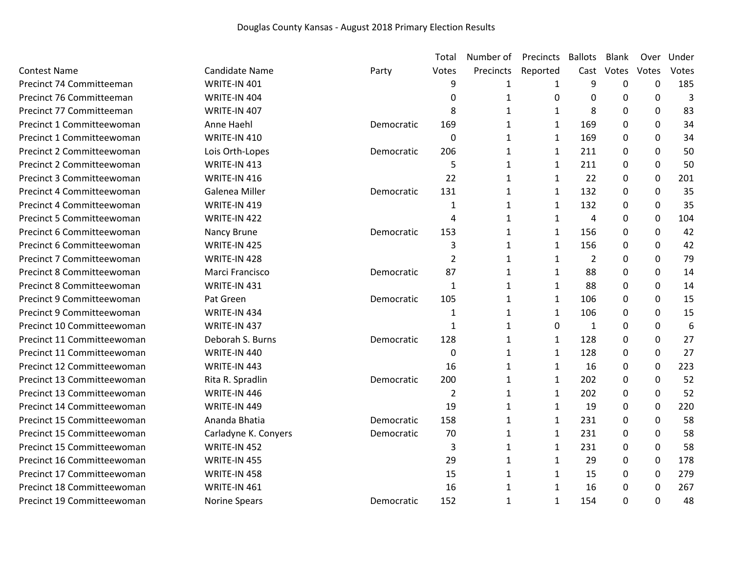Douglas County Kansas - August 2018 Primary Election Results

| Contest Name | Candidate Name | Party | Total Votes | Number of Precincts | Precincts Reported | Ballots Cast | Blank Votes | Over Votes | Under Votes |
|---|---|---|---|---|---|---|---|---|---|
| Precinct 74 Committeeman | WRITE-IN 401 | | 9 | 1 | 1 | 9 | 0 | 0 | 185 |
| Precinct 76 Committeeman | WRITE-IN 404 | | 0 | 1 | 0 | 0 | 0 | 0 | 3 |
| Precinct 77 Committeeman | WRITE-IN 407 | | 8 | 1 | 1 | 8 | 0 | 0 | 83 |
| Precinct 1 Committeewoman | Anne Haehl | Democratic | 169 | 1 | 1 | 169 | 0 | 0 | 34 |
| Precinct 1 Committeewoman | WRITE-IN 410 | | 0 | 1 | 1 | 169 | 0 | 0 | 34 |
| Precinct 2 Committeewoman | Lois Orth-Lopes | Democratic | 206 | 1 | 1 | 211 | 0 | 0 | 50 |
| Precinct 2 Committeewoman | WRITE-IN 413 | | 5 | 1 | 1 | 211 | 0 | 0 | 50 |
| Precinct 3 Committeewoman | WRITE-IN 416 | | 22 | 1 | 1 | 22 | 0 | 0 | 201 |
| Precinct 4 Committeewoman | Galenea Miller | Democratic | 131 | 1 | 1 | 132 | 0 | 0 | 35 |
| Precinct 4 Committeewoman | WRITE-IN 419 | | 1 | 1 | 1 | 132 | 0 | 0 | 35 |
| Precinct 5 Committeewoman | WRITE-IN 422 | | 4 | 1 | 1 | 4 | 0 | 0 | 104 |
| Precinct 6 Committeewoman | Nancy Brune | Democratic | 153 | 1 | 1 | 156 | 0 | 0 | 42 |
| Precinct 6 Committeewoman | WRITE-IN 425 | | 3 | 1 | 1 | 156 | 0 | 0 | 42 |
| Precinct 7 Committeewoman | WRITE-IN 428 | | 2 | 1 | 1 | 2 | 0 | 0 | 79 |
| Precinct 8 Committeewoman | Marci Francisco | Democratic | 87 | 1 | 1 | 88 | 0 | 0 | 14 |
| Precinct 8 Committeewoman | WRITE-IN 431 | | 1 | 1 | 1 | 88 | 0 | 0 | 14 |
| Precinct 9 Committeewoman | Pat Green | Democratic | 105 | 1 | 1 | 106 | 0 | 0 | 15 |
| Precinct 9 Committeewoman | WRITE-IN 434 | | 1 | 1 | 1 | 106 | 0 | 0 | 15 |
| Precinct 10 Committeewoman | WRITE-IN 437 | | 1 | 1 | 0 | 1 | 0 | 0 | 6 |
| Precinct 11 Committeewoman | Deborah S. Burns | Democratic | 128 | 1 | 1 | 128 | 0 | 0 | 27 |
| Precinct 11 Committeewoman | WRITE-IN 440 | | 0 | 1 | 1 | 128 | 0 | 0 | 27 |
| Precinct 12 Committeewoman | WRITE-IN 443 | | 16 | 1 | 1 | 16 | 0 | 0 | 223 |
| Precinct 13 Committeewoman | Rita R. Spradlin | Democratic | 200 | 1 | 1 | 202 | 0 | 0 | 52 |
| Precinct 13 Committeewoman | WRITE-IN 446 | | 2 | 1 | 1 | 202 | 0 | 0 | 52 |
| Precinct 14 Committeewoman | WRITE-IN 449 | | 19 | 1 | 1 | 19 | 0 | 0 | 220 |
| Precinct 15 Committeewoman | Ananda Bhatia | Democratic | 158 | 1 | 1 | 231 | 0 | 0 | 58 |
| Precinct 15 Committeewoman | Carladyne K. Conyers | Democratic | 70 | 1 | 1 | 231 | 0 | 0 | 58 |
| Precinct 15 Committeewoman | WRITE-IN 452 | | 3 | 1 | 1 | 231 | 0 | 0 | 58 |
| Precinct 16 Committeewoman | WRITE-IN 455 | | 29 | 1 | 1 | 29 | 0 | 0 | 178 |
| Precinct 17 Committeewoman | WRITE-IN 458 | | 15 | 1 | 1 | 15 | 0 | 0 | 279 |
| Precinct 18 Committeewoman | WRITE-IN 461 | | 16 | 1 | 1 | 16 | 0 | 0 | 267 |
| Precinct 19 Committeewoman | Norine Spears | Democratic | 152 | 1 | 1 | 154 | 0 | 0 | 48 |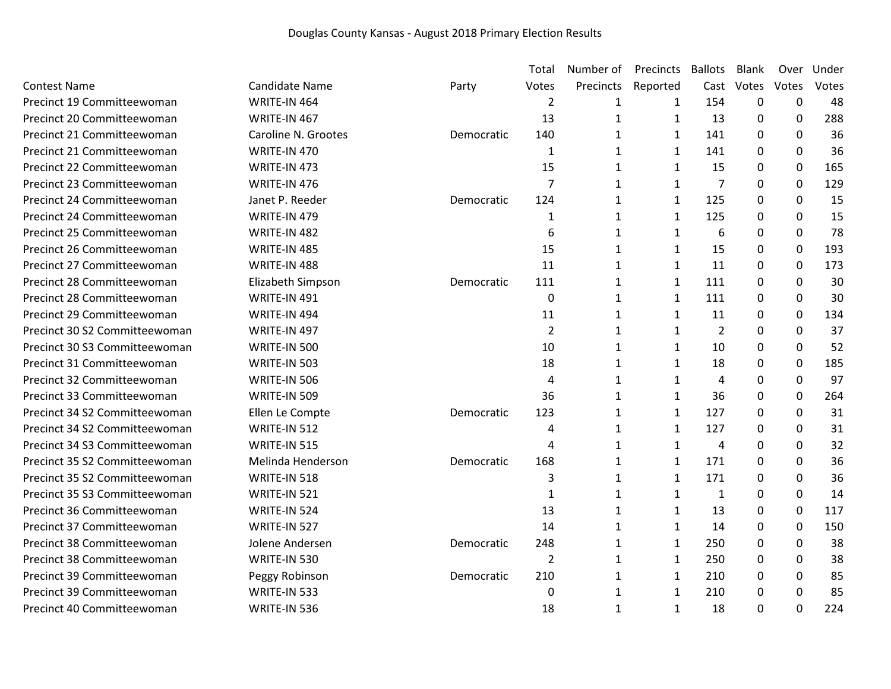Douglas County Kansas - August 2018 Primary Election Results

| Contest Name | Candidate Name | Party | Total Votes | Number of Precincts | Precincts Reported | Ballots Cast | Blank Votes | Over Votes | Under Votes |
|---|---|---|---|---|---|---|---|---|---|
| Precinct 19 Committeewoman | WRITE-IN 464 | | 2 | 1 | 1 | 154 | 0 | 0 | 48 |
| Precinct 20 Committeewoman | WRITE-IN 467 | | 13 | 1 | 1 | 13 | 0 | 0 | 288 |
| Precinct 21 Committeewoman | Caroline N. Grootes | Democratic | 140 | 1 | 1 | 141 | 0 | 0 | 36 |
| Precinct 21 Committeewoman | WRITE-IN 470 | | 1 | 1 | 1 | 141 | 0 | 0 | 36 |
| Precinct 22 Committeewoman | WRITE-IN 473 | | 15 | 1 | 1 | 15 | 0 | 0 | 165 |
| Precinct 23 Committeewoman | WRITE-IN 476 | | 7 | 1 | 1 | 7 | 0 | 0 | 129 |
| Precinct 24 Committeewoman | Janet P. Reeder | Democratic | 124 | 1 | 1 | 125 | 0 | 0 | 15 |
| Precinct 24 Committeewoman | WRITE-IN 479 | | 1 | 1 | 1 | 125 | 0 | 0 | 15 |
| Precinct 25 Committeewoman | WRITE-IN 482 | | 6 | 1 | 1 | 6 | 0 | 0 | 78 |
| Precinct 26 Committeewoman | WRITE-IN 485 | | 15 | 1 | 1 | 15 | 0 | 0 | 193 |
| Precinct 27 Committeewoman | WRITE-IN 488 | | 11 | 1 | 1 | 11 | 0 | 0 | 173 |
| Precinct 28 Committeewoman | Elizabeth Simpson | Democratic | 111 | 1 | 1 | 111 | 0 | 0 | 30 |
| Precinct 28 Committeewoman | WRITE-IN 491 | | 0 | 1 | 1 | 111 | 0 | 0 | 30 |
| Precinct 29 Committeewoman | WRITE-IN 494 | | 11 | 1 | 1 | 11 | 0 | 0 | 134 |
| Precinct 30 S2 Committeewoman | WRITE-IN 497 | | 2 | 1 | 1 | 2 | 0 | 0 | 37 |
| Precinct 30 S3 Committeewoman | WRITE-IN 500 | | 10 | 1 | 1 | 10 | 0 | 0 | 52 |
| Precinct 31 Committeewoman | WRITE-IN 503 | | 18 | 1 | 1 | 18 | 0 | 0 | 185 |
| Precinct 32 Committeewoman | WRITE-IN 506 | | 4 | 1 | 1 | 4 | 0 | 0 | 97 |
| Precinct 33 Committeewoman | WRITE-IN 509 | | 36 | 1 | 1 | 36 | 0 | 0 | 264 |
| Precinct 34 S2 Committeewoman | Ellen Le Compte | Democratic | 123 | 1 | 1 | 127 | 0 | 0 | 31 |
| Precinct 34 S2 Committeewoman | WRITE-IN 512 | | 4 | 1 | 1 | 127 | 0 | 0 | 31 |
| Precinct 34 S3 Committeewoman | WRITE-IN 515 | | 4 | 1 | 1 | 4 | 0 | 0 | 32 |
| Precinct 35 S2 Committeewoman | Melinda Henderson | Democratic | 168 | 1 | 1 | 171 | 0 | 0 | 36 |
| Precinct 35 S2 Committeewoman | WRITE-IN 518 | | 3 | 1 | 1 | 171 | 0 | 0 | 36 |
| Precinct 35 S3 Committeewoman | WRITE-IN 521 | | 1 | 1 | 1 | 1 | 0 | 0 | 14 |
| Precinct 36 Committeewoman | WRITE-IN 524 | | 13 | 1 | 1 | 13 | 0 | 0 | 117 |
| Precinct 37 Committeewoman | WRITE-IN 527 | | 14 | 1 | 1 | 14 | 0 | 0 | 150 |
| Precinct 38 Committeewoman | Jolene Andersen | Democratic | 248 | 1 | 1 | 250 | 0 | 0 | 38 |
| Precinct 38 Committeewoman | WRITE-IN 530 | | 2 | 1 | 1 | 250 | 0 | 0 | 38 |
| Precinct 39 Committeewoman | Peggy Robinson | Democratic | 210 | 1 | 1 | 210 | 0 | 0 | 85 |
| Precinct 39 Committeewoman | WRITE-IN 533 | | 0 | 1 | 1 | 210 | 0 | 0 | 85 |
| Precinct 40 Committeewoman | WRITE-IN 536 | | 18 | 1 | 1 | 18 | 0 | 0 | 224 |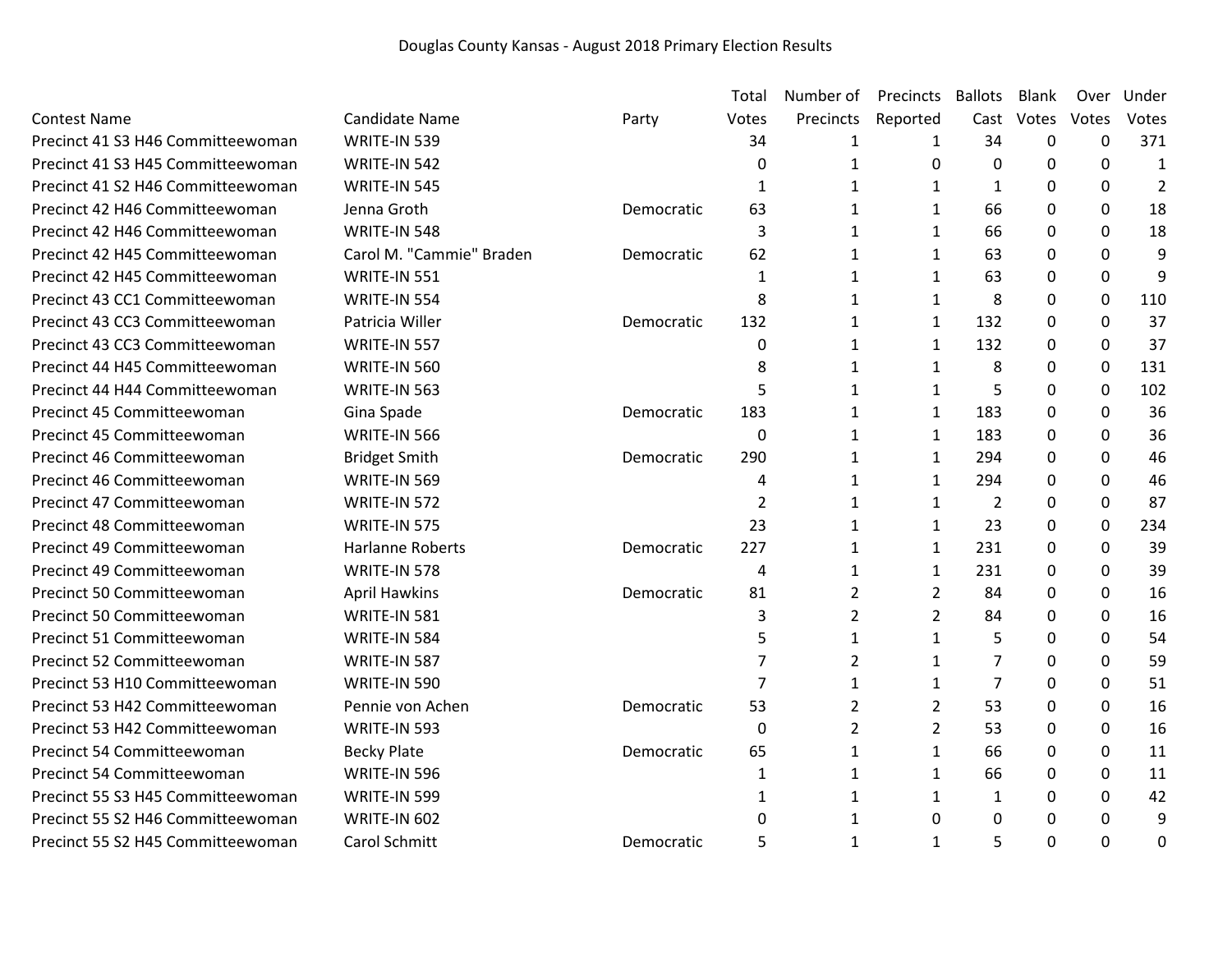Douglas County Kansas - August 2018 Primary Election Results

| Contest Name | Candidate Name | Party | Total Votes | Number of Precincts | Precincts Reported | Ballots Cast | Blank Votes | Over Votes | Under Votes |
|---|---|---|---|---|---|---|---|---|---|
| Precinct 41 S3 H46 Committeewoman | WRITE-IN 539 | | 34 | 1 | 1 | 34 | 0 | 0 | 371 |
| Precinct 41 S3 H45 Committeewoman | WRITE-IN 542 | | 0 | 1 | 0 | 0 | 0 | 0 | 1 |
| Precinct 41 S2 H46 Committeewoman | WRITE-IN 545 | | 1 | 1 | 1 | 1 | 0 | 0 | 2 |
| Precinct 42 H46 Committeewoman | Jenna Groth | Democratic | 63 | 1 | 1 | 66 | 0 | 0 | 18 |
| Precinct 42 H46 Committeewoman | WRITE-IN 548 | | 3 | 1 | 1 | 66 | 0 | 0 | 18 |
| Precinct 42 H45 Committeewoman | Carol M. "Cammie" Braden | Democratic | 62 | 1 | 1 | 63 | 0 | 0 | 9 |
| Precinct 42 H45 Committeewoman | WRITE-IN 551 | | 1 | 1 | 1 | 63 | 0 | 0 | 9 |
| Precinct 43 CC1 Committeewoman | WRITE-IN 554 | | 8 | 1 | 1 | 8 | 0 | 0 | 110 |
| Precinct 43 CC3 Committeewoman | Patricia Willer | Democratic | 132 | 1 | 1 | 132 | 0 | 0 | 37 |
| Precinct 43 CC3 Committeewoman | WRITE-IN 557 | | 0 | 1 | 1 | 132 | 0 | 0 | 37 |
| Precinct 44 H45 Committeewoman | WRITE-IN 560 | | 8 | 1 | 1 | 8 | 0 | 0 | 131 |
| Precinct 44 H44 Committeewoman | WRITE-IN 563 | | 5 | 1 | 1 | 5 | 0 | 0 | 102 |
| Precinct 45 Committeewoman | Gina Spade | Democratic | 183 | 1 | 1 | 183 | 0 | 0 | 36 |
| Precinct 45 Committeewoman | WRITE-IN 566 | | 0 | 1 | 1 | 183 | 0 | 0 | 36 |
| Precinct 46 Committeewoman | Bridget Smith | Democratic | 290 | 1 | 1 | 294 | 0 | 0 | 46 |
| Precinct 46 Committeewoman | WRITE-IN 569 | | 4 | 1 | 1 | 294 | 0 | 0 | 46 |
| Precinct 47 Committeewoman | WRITE-IN 572 | | 2 | 1 | 1 | 2 | 0 | 0 | 87 |
| Precinct 48 Committeewoman | WRITE-IN 575 | | 23 | 1 | 1 | 23 | 0 | 0 | 234 |
| Precinct 49 Committeewoman | Harlanne Roberts | Democratic | 227 | 1 | 1 | 231 | 0 | 0 | 39 |
| Precinct 49 Committeewoman | WRITE-IN 578 | | 4 | 1 | 1 | 231 | 0 | 0 | 39 |
| Precinct 50 Committeewoman | April Hawkins | Democratic | 81 | 2 | 2 | 84 | 0 | 0 | 16 |
| Precinct 50 Committeewoman | WRITE-IN 581 | | 3 | 2 | 2 | 84 | 0 | 0 | 16 |
| Precinct 51 Committeewoman | WRITE-IN 584 | | 5 | 1 | 1 | 5 | 0 | 0 | 54 |
| Precinct 52 Committeewoman | WRITE-IN 587 | | 7 | 2 | 1 | 7 | 0 | 0 | 59 |
| Precinct 53 H10 Committeewoman | WRITE-IN 590 | | 7 | 1 | 1 | 7 | 0 | 0 | 51 |
| Precinct 53 H42 Committeewoman | Pennie von Achen | Democratic | 53 | 2 | 2 | 53 | 0 | 0 | 16 |
| Precinct 53 H42 Committeewoman | WRITE-IN 593 | | 0 | 2 | 2 | 53 | 0 | 0 | 16 |
| Precinct 54 Committeewoman | Becky Plate | Democratic | 65 | 1 | 1 | 66 | 0 | 0 | 11 |
| Precinct 54 Committeewoman | WRITE-IN 596 | | 1 | 1 | 1 | 66 | 0 | 0 | 11 |
| Precinct 55 S3 H45 Committeewoman | WRITE-IN 599 | | 1 | 1 | 1 | 1 | 0 | 0 | 42 |
| Precinct 55 S2 H46 Committeewoman | WRITE-IN 602 | | 0 | 1 | 0 | 0 | 0 | 0 | 9 |
| Precinct 55 S2 H45 Committeewoman | Carol Schmitt | Democratic | 5 | 1 | 1 | 5 | 0 | 0 | 0 |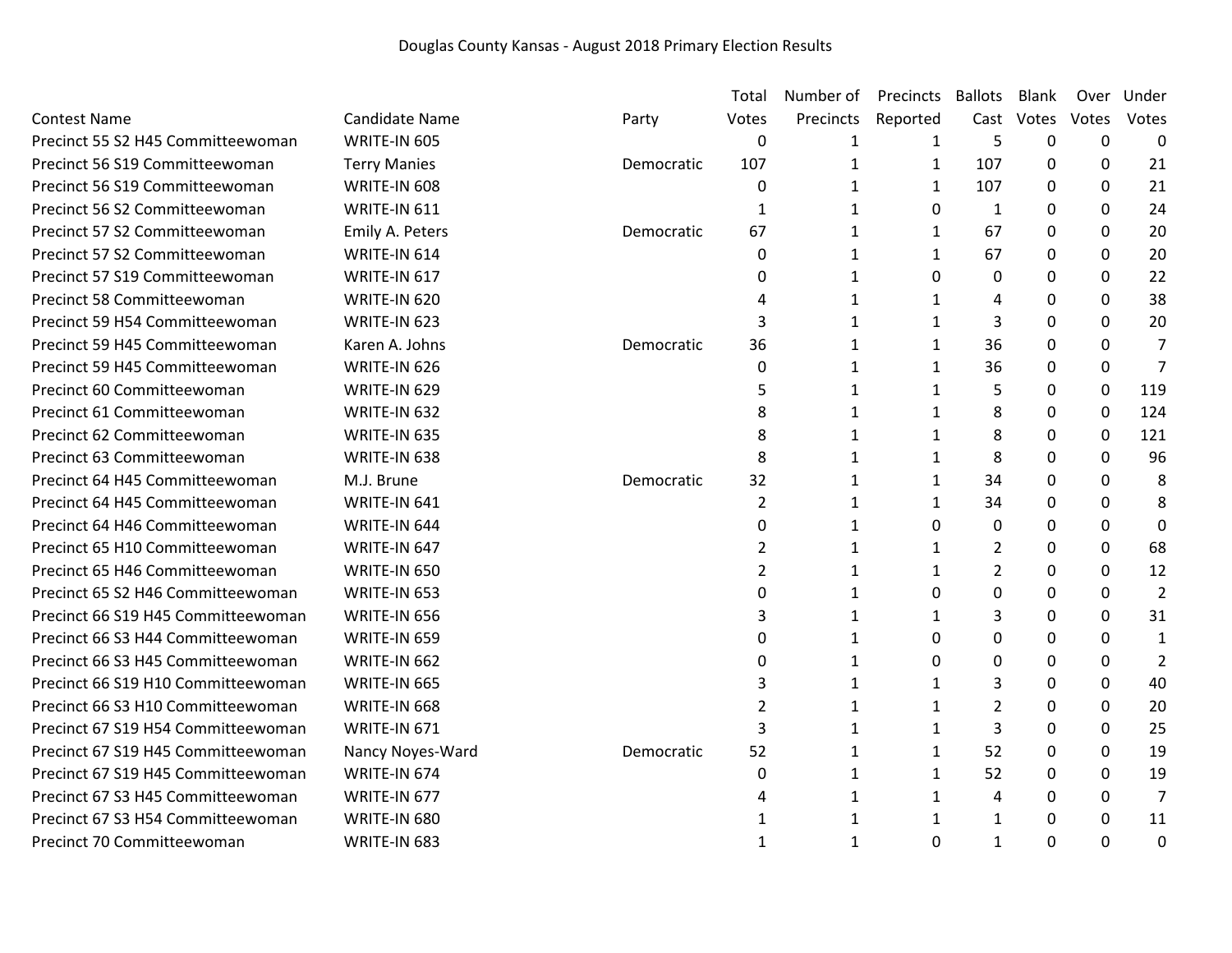Douglas County Kansas - August 2018 Primary Election Results

| Contest Name | Candidate Name | Party | Total Votes | Number of Precincts | Precincts Reported | Ballots Cast | Blank Votes | Over Votes | Under Votes |
|---|---|---|---|---|---|---|---|---|---|
| Precinct 55 S2 H45 Committeewoman | WRITE-IN 605 | | 0 | 1 | 1 | 5 | 0 | 0 | 0 |
| Precinct 56 S19 Committeewoman | Terry Manies | Democratic | 107 | 1 | 1 | 107 | 0 | 0 | 21 |
| Precinct 56 S19 Committeewoman | WRITE-IN 608 | | 0 | 1 | 1 | 107 | 0 | 0 | 21 |
| Precinct 56 S2 Committeewoman | WRITE-IN 611 | | 1 | 1 | 0 | 1 | 0 | 0 | 24 |
| Precinct 57 S2 Committeewoman | Emily A. Peters | Democratic | 67 | 1 | 1 | 67 | 0 | 0 | 20 |
| Precinct 57 S2 Committeewoman | WRITE-IN 614 | | 0 | 1 | 1 | 67 | 0 | 0 | 20 |
| Precinct 57 S19 Committeewoman | WRITE-IN 617 | | 0 | 1 | 0 | 0 | 0 | 0 | 22 |
| Precinct 58 Committeewoman | WRITE-IN 620 | | 4 | 1 | 1 | 4 | 0 | 0 | 38 |
| Precinct 59 H54 Committeewoman | WRITE-IN 623 | | 3 | 1 | 1 | 3 | 0 | 0 | 20 |
| Precinct 59 H45 Committeewoman | Karen A. Johns | Democratic | 36 | 1 | 1 | 36 | 0 | 0 | 7 |
| Precinct 59 H45 Committeewoman | WRITE-IN 626 | | 0 | 1 | 1 | 36 | 0 | 0 | 7 |
| Precinct 60 Committeewoman | WRITE-IN 629 | | 5 | 1 | 1 | 5 | 0 | 0 | 119 |
| Precinct 61 Committeewoman | WRITE-IN 632 | | 8 | 1 | 1 | 8 | 0 | 0 | 124 |
| Precinct 62 Committeewoman | WRITE-IN 635 | | 8 | 1 | 1 | 8 | 0 | 0 | 121 |
| Precinct 63 Committeewoman | WRITE-IN 638 | | 8 | 1 | 1 | 8 | 0 | 0 | 96 |
| Precinct 64 H45 Committeewoman | M.J. Brune | Democratic | 32 | 1 | 1 | 34 | 0 | 0 | 8 |
| Precinct 64 H45 Committeewoman | WRITE-IN 641 | | 2 | 1 | 1 | 34 | 0 | 0 | 8 |
| Precinct 64 H46 Committeewoman | WRITE-IN 644 | | 0 | 1 | 0 | 0 | 0 | 0 | 0 |
| Precinct 65 H10 Committeewoman | WRITE-IN 647 | | 2 | 1 | 1 | 2 | 0 | 0 | 68 |
| Precinct 65 H46 Committeewoman | WRITE-IN 650 | | 2 | 1 | 1 | 2 | 0 | 0 | 12 |
| Precinct 65 S2 H46 Committeewoman | WRITE-IN 653 | | 0 | 1 | 0 | 0 | 0 | 0 | 2 |
| Precinct 66 S19 H45 Committeewoman | WRITE-IN 656 | | 3 | 1 | 1 | 3 | 0 | 0 | 31 |
| Precinct 66 S3 H44 Committeewoman | WRITE-IN 659 | | 0 | 1 | 0 | 0 | 0 | 0 | 1 |
| Precinct 66 S3 H45 Committeewoman | WRITE-IN 662 | | 0 | 1 | 0 | 0 | 0 | 0 | 2 |
| Precinct 66 S19 H10 Committeewoman | WRITE-IN 665 | | 3 | 1 | 1 | 3 | 0 | 0 | 40 |
| Precinct 66 S3 H10 Committeewoman | WRITE-IN 668 | | 2 | 1 | 1 | 2 | 0 | 0 | 20 |
| Precinct 67 S19 H54 Committeewoman | WRITE-IN 671 | | 3 | 1 | 1 | 3 | 0 | 0 | 25 |
| Precinct 67 S19 H45 Committeewoman | Nancy Noyes-Ward | Democratic | 52 | 1 | 1 | 52 | 0 | 0 | 19 |
| Precinct 67 S19 H45 Committeewoman | WRITE-IN 674 | | 0 | 1 | 1 | 52 | 0 | 0 | 19 |
| Precinct 67 S3 H45 Committeewoman | WRITE-IN 677 | | 4 | 1 | 1 | 4 | 0 | 0 | 7 |
| Precinct 67 S3 H54 Committeewoman | WRITE-IN 680 | | 1 | 1 | 1 | 1 | 0 | 0 | 11 |
| Precinct 70 Committeewoman | WRITE-IN 683 | | 1 | 1 | 0 | 1 | 0 | 0 | 0 |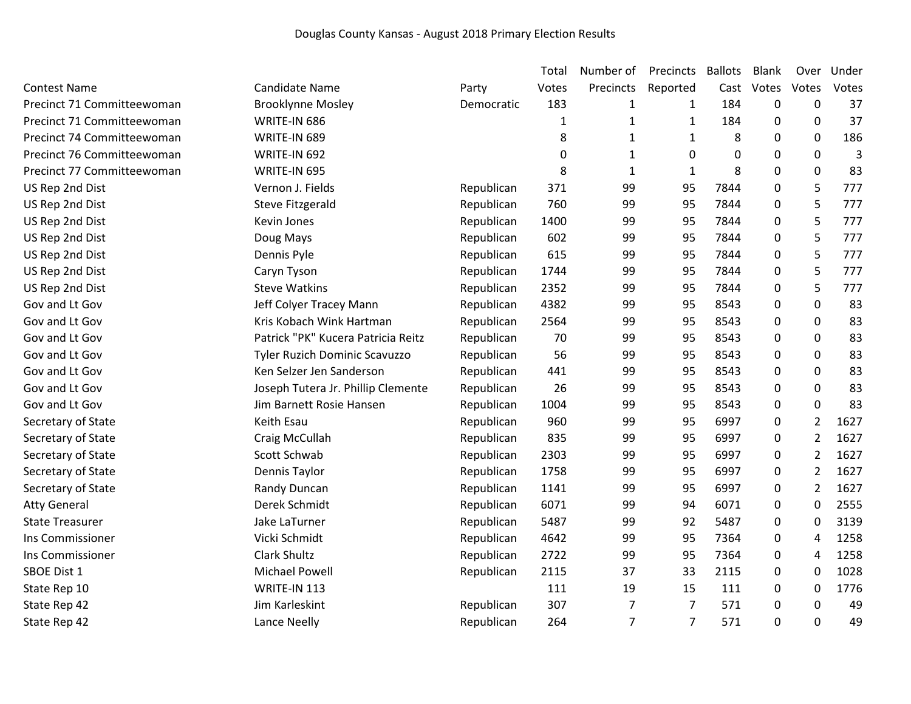Douglas County Kansas - August 2018 Primary Election Results

| Contest Name | Candidate Name | Party | Total Votes | Number of Precincts | Precincts Reported | Ballots Cast | Blank Votes | Over Votes | Under Votes |
|---|---|---|---|---|---|---|---|---|---|
| Precinct 71 Committeewoman | Brooklynne Mosley | Democratic | 183 | 1 | 1 | 184 | 0 | 0 | 37 |
| Precinct 71 Committeewoman | WRITE-IN 686 | | 1 | 1 | 1 | 184 | 0 | 0 | 37 |
| Precinct 74 Committeewoman | WRITE-IN 689 | | 8 | 1 | 1 | 8 | 0 | 0 | 186 |
| Precinct 76 Committeewoman | WRITE-IN 692 | | 0 | 1 | 0 | 0 | 0 | 0 | 3 |
| Precinct 77 Committeewoman | WRITE-IN 695 | | 8 | 1 | 1 | 8 | 0 | 0 | 83 |
| US Rep 2nd Dist | Vernon J. Fields | Republican | 371 | 99 | 95 | 7844 | 0 | 5 | 777 |
| US Rep 2nd Dist | Steve Fitzgerald | Republican | 760 | 99 | 95 | 7844 | 0 | 5 | 777 |
| US Rep 2nd Dist | Kevin Jones | Republican | 1400 | 99 | 95 | 7844 | 0 | 5 | 777 |
| US Rep 2nd Dist | Doug Mays | Republican | 602 | 99 | 95 | 7844 | 0 | 5 | 777 |
| US Rep 2nd Dist | Dennis Pyle | Republican | 615 | 99 | 95 | 7844 | 0 | 5 | 777 |
| US Rep 2nd Dist | Caryn Tyson | Republican | 1744 | 99 | 95 | 7844 | 0 | 5 | 777 |
| US Rep 2nd Dist | Steve Watkins | Republican | 2352 | 99 | 95 | 7844 | 0 | 5 | 777 |
| Gov and Lt Gov | Jeff Colyer Tracey Mann | Republican | 4382 | 99 | 95 | 8543 | 0 | 0 | 83 |
| Gov and Lt Gov | Kris Kobach Wink Hartman | Republican | 2564 | 99 | 95 | 8543 | 0 | 0 | 83 |
| Gov and Lt Gov | Patrick "PK" Kucera Patricia Reitz | Republican | 70 | 99 | 95 | 8543 | 0 | 0 | 83 |
| Gov and Lt Gov | Tyler Ruzich Dominic Scavuzzo | Republican | 56 | 99 | 95 | 8543 | 0 | 0 | 83 |
| Gov and Lt Gov | Ken Selzer Jen Sanderson | Republican | 441 | 99 | 95 | 8543 | 0 | 0 | 83 |
| Gov and Lt Gov | Joseph Tutera Jr. Phillip Clemente | Republican | 26 | 99 | 95 | 8543 | 0 | 0 | 83 |
| Gov and Lt Gov | Jim Barnett Rosie Hansen | Republican | 1004 | 99 | 95 | 8543 | 0 | 0 | 83 |
| Secretary of State | Keith Esau | Republican | 960 | 99 | 95 | 6997 | 0 | 2 | 1627 |
| Secretary of State | Craig McCullah | Republican | 835 | 99 | 95 | 6997 | 0 | 2 | 1627 |
| Secretary of State | Scott Schwab | Republican | 2303 | 99 | 95 | 6997 | 0 | 2 | 1627 |
| Secretary of State | Dennis Taylor | Republican | 1758 | 99 | 95 | 6997 | 0 | 2 | 1627 |
| Secretary of State | Randy Duncan | Republican | 1141 | 99 | 95 | 6997 | 0 | 2 | 1627 |
| Atty General | Derek Schmidt | Republican | 6071 | 99 | 94 | 6071 | 0 | 0 | 2555 |
| State Treasurer | Jake LaTurner | Republican | 5487 | 99 | 92 | 5487 | 0 | 0 | 3139 |
| Ins Commissioner | Vicki Schmidt | Republican | 4642 | 99 | 95 | 7364 | 0 | 4 | 1258 |
| Ins Commissioner | Clark Shultz | Republican | 2722 | 99 | 95 | 7364 | 0 | 4 | 1258 |
| SBOE Dist 1 | Michael Powell | Republican | 2115 | 37 | 33 | 2115 | 0 | 0 | 1028 |
| State Rep 10 | WRITE-IN 113 | | 111 | 19 | 15 | 111 | 0 | 0 | 1776 |
| State Rep 42 | Jim Karleskint | Republican | 307 | 7 | 7 | 571 | 0 | 0 | 49 |
| State Rep 42 | Lance Neelly | Republican | 264 | 7 | 7 | 571 | 0 | 0 | 49 |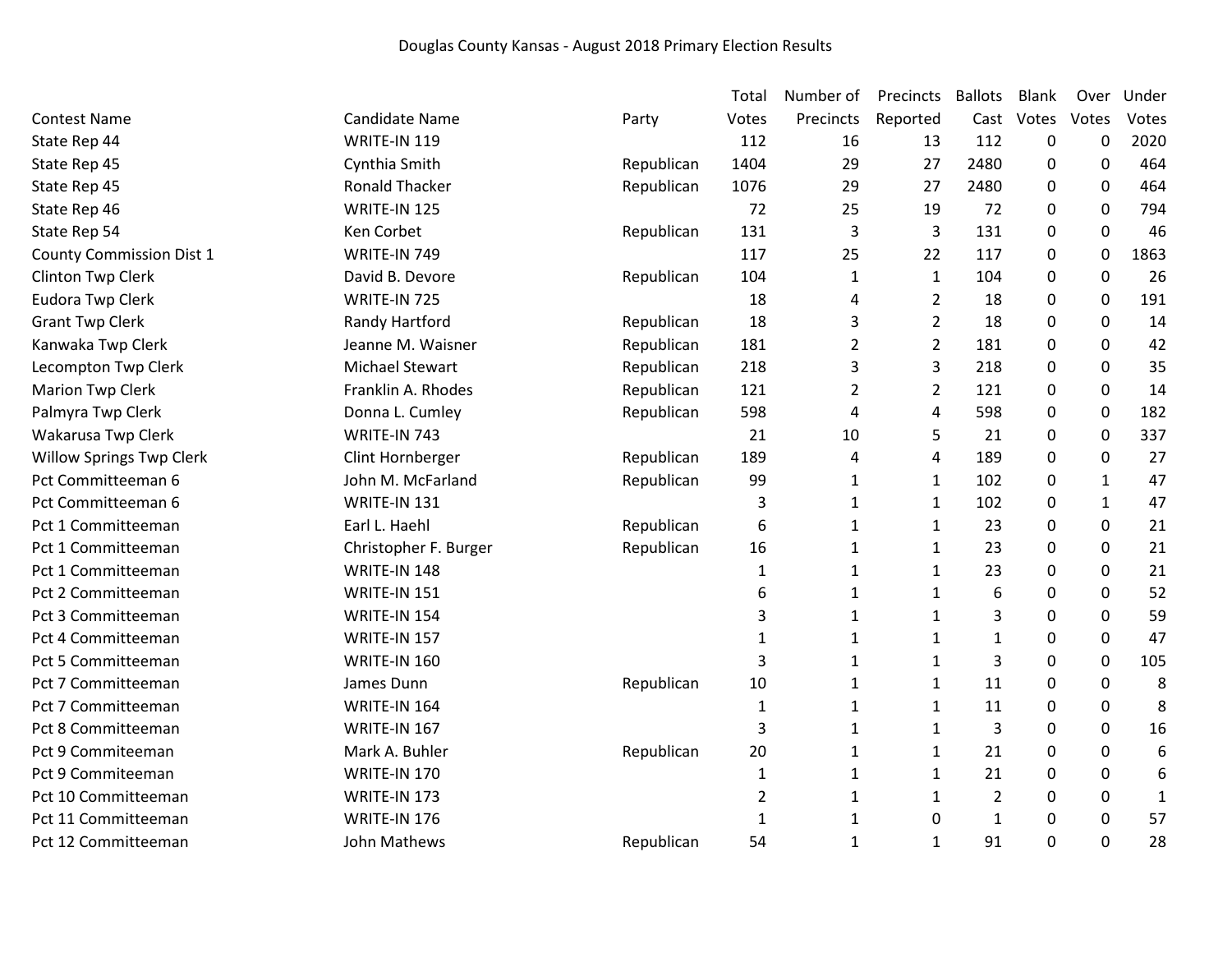Douglas County Kansas - August 2018 Primary Election Results

| Contest Name | Candidate Name | Party | Total Votes | Number of Precincts | Precincts Reported | Ballots Cast | Blank Votes | Over Votes | Under Votes |
|---|---|---|---|---|---|---|---|---|---|
| State Rep 44 | WRITE-IN 119 | | 112 | 16 | 13 | 112 | 0 | 0 | 2020 |
| State Rep 45 | Cynthia Smith | Republican | 1404 | 29 | 27 | 2480 | 0 | 0 | 464 |
| State Rep 45 | Ronald Thacker | Republican | 1076 | 29 | 27 | 2480 | 0 | 0 | 464 |
| State Rep 46 | WRITE-IN 125 | | 72 | 25 | 19 | 72 | 0 | 0 | 794 |
| State Rep 54 | Ken Corbet | Republican | 131 | 3 | 3 | 131 | 0 | 0 | 46 |
| County Commission Dist 1 | WRITE-IN 749 | | 117 | 25 | 22 | 117 | 0 | 0 | 1863 |
| Clinton Twp Clerk | David B. Devore | Republican | 104 | 1 | 1 | 104 | 0 | 0 | 26 |
| Eudora Twp Clerk | WRITE-IN 725 | | 18 | 4 | 2 | 18 | 0 | 0 | 191 |
| Grant Twp Clerk | Randy Hartford | Republican | 18 | 3 | 2 | 18 | 0 | 0 | 14 |
| Kanwaka Twp Clerk | Jeanne M. Waisner | Republican | 181 | 2 | 2 | 181 | 0 | 0 | 42 |
| Lecompton Twp Clerk | Michael Stewart | Republican | 218 | 3 | 3 | 218 | 0 | 0 | 35 |
| Marion Twp Clerk | Franklin A. Rhodes | Republican | 121 | 2 | 2 | 121 | 0 | 0 | 14 |
| Palmyra Twp Clerk | Donna L. Cumley | Republican | 598 | 4 | 4 | 598 | 0 | 0 | 182 |
| Wakarusa Twp Clerk | WRITE-IN 743 | | 21 | 10 | 5 | 21 | 0 | 0 | 337 |
| Willow Springs Twp Clerk | Clint Hornberger | Republican | 189 | 4 | 4 | 189 | 0 | 0 | 27 |
| Pct Committeeman 6 | John M. McFarland | Republican | 99 | 1 | 1 | 102 | 0 | 1 | 47 |
| Pct Committeeman 6 | WRITE-IN 131 | | 3 | 1 | 1 | 102 | 0 | 1 | 47 |
| Pct 1 Committeeman | Earl L. Haehl | Republican | 6 | 1 | 1 | 23 | 0 | 0 | 21 |
| Pct 1 Committeeman | Christopher F. Burger | Republican | 16 | 1 | 1 | 23 | 0 | 0 | 21 |
| Pct 1 Committeeman | WRITE-IN 148 | | 1 | 1 | 1 | 23 | 0 | 0 | 21 |
| Pct 2 Committeeman | WRITE-IN 151 | | 6 | 1 | 1 | 6 | 0 | 0 | 52 |
| Pct 3 Committeeman | WRITE-IN 154 | | 3 | 1 | 1 | 3 | 0 | 0 | 59 |
| Pct 4 Committeeman | WRITE-IN 157 | | 1 | 1 | 1 | 1 | 0 | 0 | 47 |
| Pct 5 Committeeman | WRITE-IN 160 | | 3 | 1 | 1 | 3 | 0 | 0 | 105 |
| Pct 7 Committeeman | James Dunn | Republican | 10 | 1 | 1 | 11 | 0 | 0 | 8 |
| Pct 7 Committeeman | WRITE-IN 164 | | 1 | 1 | 1 | 11 | 0 | 0 | 8 |
| Pct 8 Committeeman | WRITE-IN 167 | | 3 | 1 | 1 | 3 | 0 | 0 | 16 |
| Pct 9 Commiteeman | Mark A. Buhler | Republican | 20 | 1 | 1 | 21 | 0 | 0 | 6 |
| Pct 9 Commiteeman | WRITE-IN 170 | | 1 | 1 | 1 | 21 | 0 | 0 | 6 |
| Pct 10 Committeeman | WRITE-IN 173 | | 2 | 1 | 1 | 2 | 0 | 0 | 1 |
| Pct 11 Committeeman | WRITE-IN 176 | | 1 | 1 | 0 | 1 | 0 | 0 | 57 |
| Pct 12 Committeeman | John Mathews | Republican | 54 | 1 | 1 | 91 | 0 | 0 | 28 |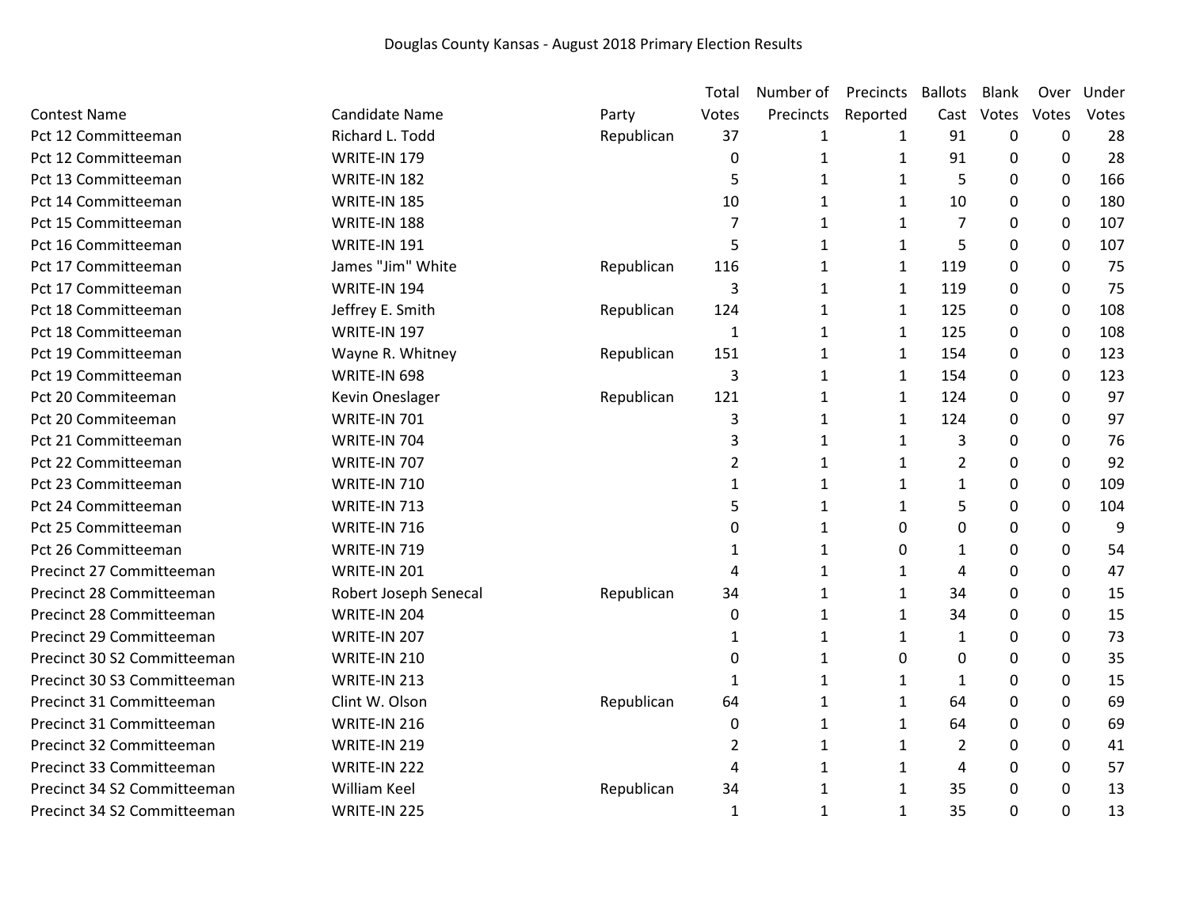Douglas County Kansas - August 2018 Primary Election Results

| Contest Name | Candidate Name | Party | Total Votes | Number of Precincts | Precincts Reported | Ballots Cast | Blank Votes | Over Votes | Under Votes |
|---|---|---|---|---|---|---|---|---|---|
| Pct 12 Committeeman | Richard L. Todd | Republican | 37 | 1 | 1 | 91 | 0 | 0 | 28 |
| Pct 12 Committeeman | WRITE-IN 179 | | 0 | 1 | 1 | 91 | 0 | 0 | 28 |
| Pct 13 Committeeman | WRITE-IN 182 | | 5 | 1 | 1 | 5 | 0 | 0 | 166 |
| Pct 14 Committeeman | WRITE-IN 185 | | 10 | 1 | 1 | 10 | 0 | 0 | 180 |
| Pct 15 Committeeman | WRITE-IN 188 | | 7 | 1 | 1 | 7 | 0 | 0 | 107 |
| Pct 16 Committeeman | WRITE-IN 191 | | 5 | 1 | 1 | 5 | 0 | 0 | 107 |
| Pct 17 Committeeman | James "Jim" White | Republican | 116 | 1 | 1 | 119 | 0 | 0 | 75 |
| Pct 17 Committeeman | WRITE-IN 194 | | 3 | 1 | 1 | 119 | 0 | 0 | 75 |
| Pct 18 Committeeman | Jeffrey E. Smith | Republican | 124 | 1 | 1 | 125 | 0 | 0 | 108 |
| Pct 18 Committeeman | WRITE-IN 197 | | 1 | 1 | 1 | 125 | 0 | 0 | 108 |
| Pct 19 Committeeman | Wayne R. Whitney | Republican | 151 | 1 | 1 | 154 | 0 | 0 | 123 |
| Pct 19 Committeeman | WRITE-IN 698 | | 3 | 1 | 1 | 154 | 0 | 0 | 123 |
| Pct 20 Commiteeman | Kevin Oneslager | Republican | 121 | 1 | 1 | 124 | 0 | 0 | 97 |
| Pct 20 Commiteeman | WRITE-IN 701 | | 3 | 1 | 1 | 124 | 0 | 0 | 97 |
| Pct 21 Committeeman | WRITE-IN 704 | | 3 | 1 | 1 | 3 | 0 | 0 | 76 |
| Pct 22 Committeeman | WRITE-IN 707 | | 2 | 1 | 1 | 2 | 0 | 0 | 92 |
| Pct 23 Committeeman | WRITE-IN 710 | | 1 | 1 | 1 | 1 | 0 | 0 | 109 |
| Pct 24 Committeeman | WRITE-IN 713 | | 5 | 1 | 1 | 5 | 0 | 0 | 104 |
| Pct 25 Committeeman | WRITE-IN 716 | | 0 | 1 | 0 | 0 | 0 | 0 | 9 |
| Pct 26 Committeeman | WRITE-IN 719 | | 1 | 1 | 0 | 1 | 0 | 0 | 54 |
| Precinct 27 Committeeman | WRITE-IN 201 | | 4 | 1 | 1 | 4 | 0 | 0 | 47 |
| Precinct 28 Committeeman | Robert Joseph Senecal | Republican | 34 | 1 | 1 | 34 | 0 | 0 | 15 |
| Precinct 28 Committeeman | WRITE-IN 204 | | 0 | 1 | 1 | 34 | 0 | 0 | 15 |
| Precinct 29 Committeeman | WRITE-IN 207 | | 1 | 1 | 1 | 1 | 0 | 0 | 73 |
| Precinct 30 S2 Committeeman | WRITE-IN 210 | | 0 | 1 | 0 | 0 | 0 | 0 | 35 |
| Precinct 30 S3 Committeeman | WRITE-IN 213 | | 1 | 1 | 1 | 1 | 0 | 0 | 15 |
| Precinct 31 Committeeman | Clint W. Olson | Republican | 64 | 1 | 1 | 64 | 0 | 0 | 69 |
| Precinct 31 Committeeman | WRITE-IN 216 | | 0 | 1 | 1 | 64 | 0 | 0 | 69 |
| Precinct 32 Committeeman | WRITE-IN 219 | | 2 | 1 | 1 | 2 | 0 | 0 | 41 |
| Precinct 33 Committeeman | WRITE-IN 222 | | 4 | 1 | 1 | 4 | 0 | 0 | 57 |
| Precinct 34 S2 Committeeman | William Keel | Republican | 34 | 1 | 1 | 35 | 0 | 0 | 13 |
| Precinct 34 S2 Committeeman | WRITE-IN 225 | | 1 | 1 | 1 | 35 | 0 | 0 | 13 |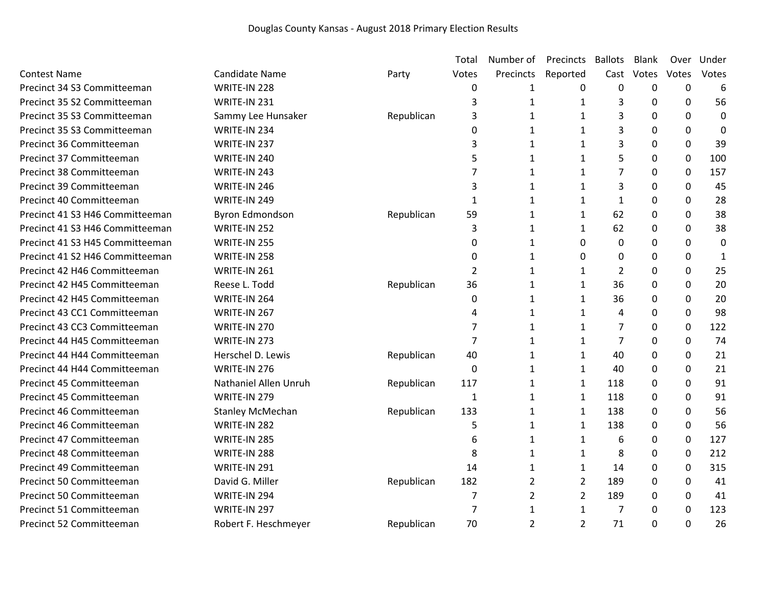Douglas County Kansas - August 2018 Primary Election Results

| Contest Name | Candidate Name | Party | Total Votes | Number of Precincts | Precincts Reported | Ballots Cast | Blank Votes | Over Votes | Under Votes |
|---|---|---|---|---|---|---|---|---|---|
| Precinct 34 S3 Committeeman | WRITE-IN 228 | | 0 | 1 | 0 | 0 | 0 | 0 | 6 |
| Precinct 35 S2 Committeeman | WRITE-IN 231 | | 3 | 1 | 1 | 3 | 0 | 0 | 56 |
| Precinct 35 S3 Committeeman | Sammy Lee Hunsaker | Republican | 3 | 1 | 1 | 3 | 0 | 0 | 0 |
| Precinct 35 S3 Committeeman | WRITE-IN 234 | | 0 | 1 | 1 | 3 | 0 | 0 | 0 |
| Precinct 36 Committeeman | WRITE-IN 237 | | 3 | 1 | 1 | 3 | 0 | 0 | 39 |
| Precinct 37 Committeeman | WRITE-IN 240 | | 5 | 1 | 1 | 5 | 0 | 0 | 100 |
| Precinct 38 Committeeman | WRITE-IN 243 | | 7 | 1 | 1 | 7 | 0 | 0 | 157 |
| Precinct 39 Committeeman | WRITE-IN 246 | | 3 | 1 | 1 | 3 | 0 | 0 | 45 |
| Precinct 40 Committeeman | WRITE-IN 249 | | 1 | 1 | 1 | 1 | 0 | 0 | 28 |
| Precinct 41 S3 H46 Committeeman | Byron Edmondson | Republican | 59 | 1 | 1 | 62 | 0 | 0 | 38 |
| Precinct 41 S3 H46 Committeeman | WRITE-IN 252 | | 3 | 1 | 1 | 62 | 0 | 0 | 38 |
| Precinct 41 S3 H45 Committeeman | WRITE-IN 255 | | 0 | 1 | 0 | 0 | 0 | 0 | 0 |
| Precinct 41 S2 H46 Committeeman | WRITE-IN 258 | | 0 | 1 | 0 | 0 | 0 | 0 | 1 |
| Precinct 42 H46 Committeeman | WRITE-IN 261 | | 2 | 1 | 1 | 2 | 0 | 0 | 25 |
| Precinct 42 H45 Committeeman | Reese L. Todd | Republican | 36 | 1 | 1 | 36 | 0 | 0 | 20 |
| Precinct 42 H45 Committeeman | WRITE-IN 264 | | 0 | 1 | 1 | 36 | 0 | 0 | 20 |
| Precinct 43 CC1 Committeeman | WRITE-IN 267 | | 4 | 1 | 1 | 4 | 0 | 0 | 98 |
| Precinct 43 CC3 Committeeman | WRITE-IN 270 | | 7 | 1 | 1 | 7 | 0 | 0 | 122 |
| Precinct 44 H45 Committeeman | WRITE-IN 273 | | 7 | 1 | 1 | 7 | 0 | 0 | 74 |
| Precinct 44 H44 Committeeman | Herschel D. Lewis | Republican | 40 | 1 | 1 | 40 | 0 | 0 | 21 |
| Precinct 44 H44 Committeeman | WRITE-IN 276 | | 0 | 1 | 1 | 40 | 0 | 0 | 21 |
| Precinct 45 Committeeman | Nathaniel Allen Unruh | Republican | 117 | 1 | 1 | 118 | 0 | 0 | 91 |
| Precinct 45 Committeeman | WRITE-IN 279 | | 1 | 1 | 1 | 118 | 0 | 0 | 91 |
| Precinct 46 Committeeman | Stanley McMechan | Republican | 133 | 1 | 1 | 138 | 0 | 0 | 56 |
| Precinct 46 Committeeman | WRITE-IN 282 | | 5 | 1 | 1 | 138 | 0 | 0 | 56 |
| Precinct 47 Committeeman | WRITE-IN 285 | | 6 | 1 | 1 | 6 | 0 | 0 | 127 |
| Precinct 48 Committeeman | WRITE-IN 288 | | 8 | 1 | 1 | 8 | 0 | 0 | 212 |
| Precinct 49 Committeeman | WRITE-IN 291 | | 14 | 1 | 1 | 14 | 0 | 0 | 315 |
| Precinct 50 Committeeman | David G. Miller | Republican | 182 | 2 | 2 | 189 | 0 | 0 | 41 |
| Precinct 50 Committeeman | WRITE-IN 294 | | 7 | 2 | 2 | 189 | 0 | 0 | 41 |
| Precinct 51 Committeeman | WRITE-IN 297 | | 7 | 1 | 1 | 7 | 0 | 0 | 123 |
| Precinct 52 Committeeman | Robert F. Heschmeyer | Republican | 70 | 2 | 2 | 71 | 0 | 0 | 26 |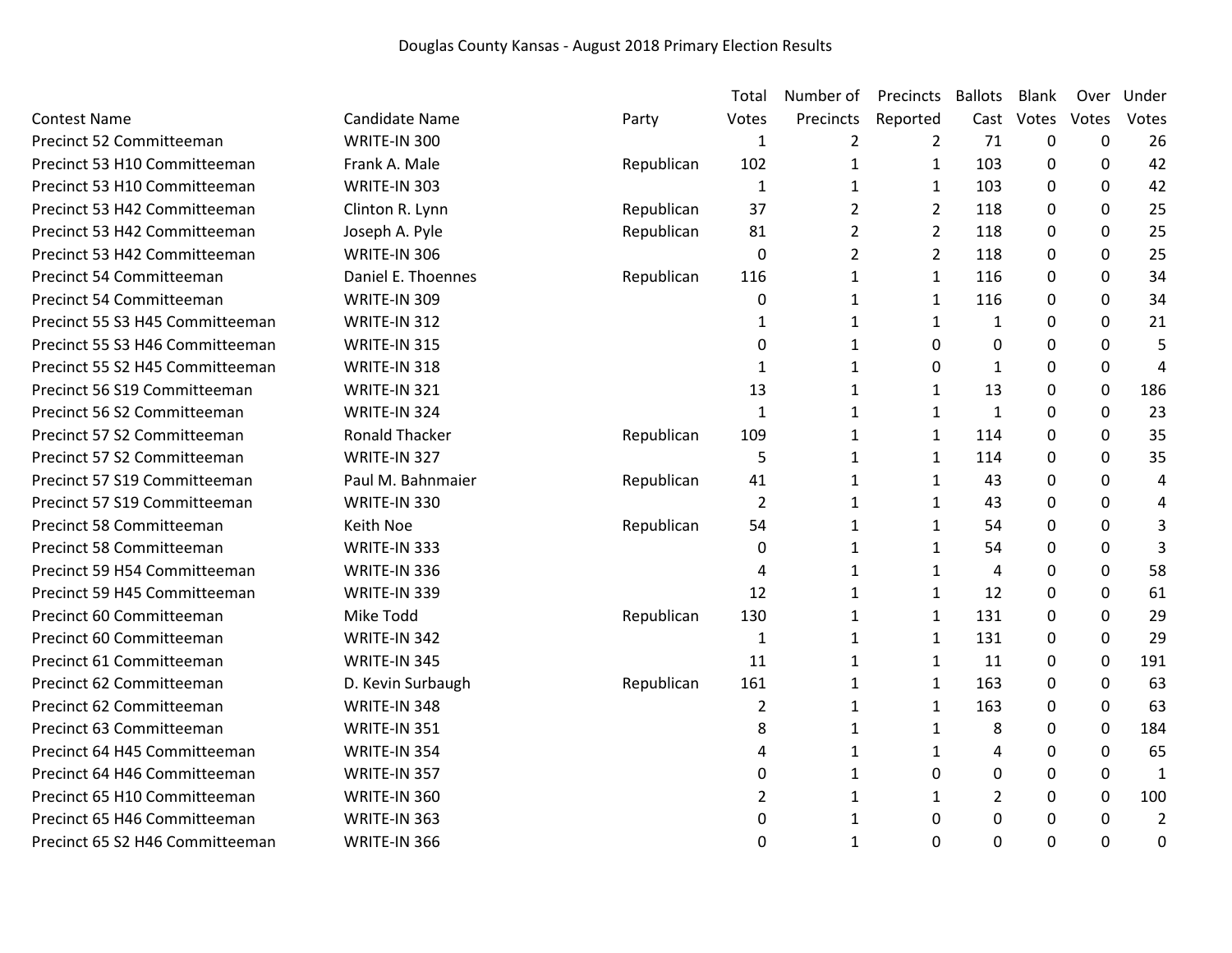Douglas County Kansas - August 2018 Primary Election Results

| Contest Name | Candidate Name | Party | Total Votes | Number of Precincts | Precincts Reported | Ballots Cast | Blank Votes | Over Votes | Under Votes |
|---|---|---|---|---|---|---|---|---|---|
| Precinct 52 Committeeman | WRITE-IN 300 | | 1 | 2 | 2 | 71 | 0 | 0 | 26 |
| Precinct 53 H10 Committeeman | Frank A. Male | Republican | 102 | 1 | 1 | 103 | 0 | 0 | 42 |
| Precinct 53 H10 Committeeman | WRITE-IN 303 | | 1 | 1 | 1 | 103 | 0 | 0 | 42 |
| Precinct 53 H42 Committeeman | Clinton R. Lynn | Republican | 37 | 2 | 2 | 118 | 0 | 0 | 25 |
| Precinct 53 H42 Committeeman | Joseph A. Pyle | Republican | 81 | 2 | 2 | 118 | 0 | 0 | 25 |
| Precinct 53 H42 Committeeman | WRITE-IN 306 | | 0 | 2 | 2 | 118 | 0 | 0 | 25 |
| Precinct 54 Committeeman | Daniel E. Thoennes | Republican | 116 | 1 | 1 | 116 | 0 | 0 | 34 |
| Precinct 54 Committeeman | WRITE-IN 309 | | 0 | 1 | 1 | 116 | 0 | 0 | 34 |
| Precinct 55 S3 H45 Committeeman | WRITE-IN 312 | | 1 | 1 | 1 | 1 | 0 | 0 | 21 |
| Precinct 55 S3 H46 Committeeman | WRITE-IN 315 | | 0 | 1 | 0 | 0 | 0 | 0 | 5 |
| Precinct 55 S2 H45 Committeeman | WRITE-IN 318 | | 1 | 1 | 0 | 1 | 0 | 0 | 4 |
| Precinct 56 S19 Committeeman | WRITE-IN 321 | | 13 | 1 | 1 | 13 | 0 | 0 | 186 |
| Precinct 56 S2 Committeeman | WRITE-IN 324 | | 1 | 1 | 1 | 1 | 0 | 0 | 23 |
| Precinct 57 S2 Committeeman | Ronald Thacker | Republican | 109 | 1 | 1 | 114 | 0 | 0 | 35 |
| Precinct 57 S2 Committeeman | WRITE-IN 327 | | 5 | 1 | 1 | 114 | 0 | 0 | 35 |
| Precinct 57 S19 Committeeman | Paul M. Bahnmaier | Republican | 41 | 1 | 1 | 43 | 0 | 0 | 4 |
| Precinct 57 S19 Committeeman | WRITE-IN 330 | | 2 | 1 | 1 | 43 | 0 | 0 | 4 |
| Precinct 58 Committeeman | Keith Noe | Republican | 54 | 1 | 1 | 54 | 0 | 0 | 3 |
| Precinct 58 Committeeman | WRITE-IN 333 | | 0 | 1 | 1 | 54 | 0 | 0 | 3 |
| Precinct 59 H54 Committeeman | WRITE-IN 336 | | 4 | 1 | 1 | 4 | 0 | 0 | 58 |
| Precinct 59 H45 Committeeman | WRITE-IN 339 | | 12 | 1 | 1 | 12 | 0 | 0 | 61 |
| Precinct 60 Committeeman | Mike Todd | Republican | 130 | 1 | 1 | 131 | 0 | 0 | 29 |
| Precinct 60 Committeeman | WRITE-IN 342 | | 1 | 1 | 1 | 131 | 0 | 0 | 29 |
| Precinct 61 Committeeman | WRITE-IN 345 | | 11 | 1 | 1 | 11 | 0 | 0 | 191 |
| Precinct 62 Committeeman | D. Kevin Surbaugh | Republican | 161 | 1 | 1 | 163 | 0 | 0 | 63 |
| Precinct 62 Committeeman | WRITE-IN 348 | | 2 | 1 | 1 | 163 | 0 | 0 | 63 |
| Precinct 63 Committeeman | WRITE-IN 351 | | 8 | 1 | 1 | 8 | 0 | 0 | 184 |
| Precinct 64 H45 Committeeman | WRITE-IN 354 | | 4 | 1 | 1 | 4 | 0 | 0 | 65 |
| Precinct 64 H46 Committeeman | WRITE-IN 357 | | 0 | 1 | 0 | 0 | 0 | 0 | 1 |
| Precinct 65 H10 Committeeman | WRITE-IN 360 | | 2 | 1 | 1 | 2 | 0 | 0 | 100 |
| Precinct 65 H46 Committeeman | WRITE-IN 363 | | 0 | 1 | 0 | 0 | 0 | 0 | 2 |
| Precinct 65 S2 H46 Committeeman | WRITE-IN 366 | | 0 | 1 | 0 | 0 | 0 | 0 | 0 |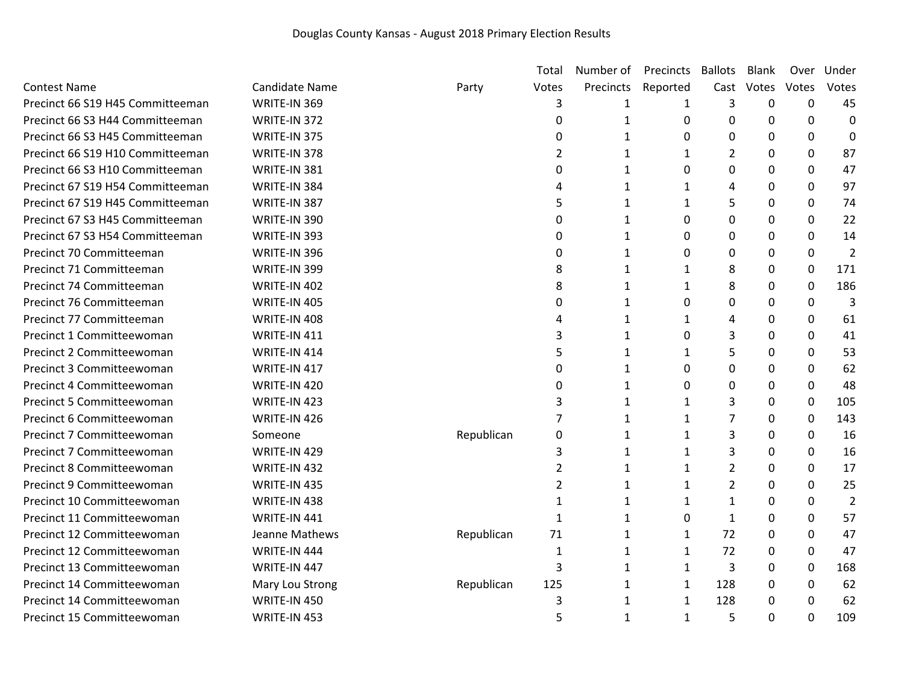Douglas County Kansas - August 2018 Primary Election Results

| Contest Name | Candidate Name | Party | Total Votes | Number of Precincts | Precincts Reported | Ballots Cast | Blank Votes | Over Votes | Under Votes |
|---|---|---|---|---|---|---|---|---|---|
| Precinct 66 S19 H45 Committeeman | WRITE-IN 369 | | 3 | 1 | 1 | 3 | 0 | 0 | 45 |
| Precinct 66 S3 H44 Committeeman | WRITE-IN 372 | | 0 | 1 | 0 | 0 | 0 | 0 | 0 |
| Precinct 66 S3 H45 Committeeman | WRITE-IN 375 | | 0 | 1 | 0 | 0 | 0 | 0 | 0 |
| Precinct 66 S19 H10 Committeeman | WRITE-IN 378 | | 2 | 1 | 1 | 2 | 0 | 0 | 87 |
| Precinct 66 S3 H10 Committeeman | WRITE-IN 381 | | 0 | 1 | 0 | 0 | 0 | 0 | 47 |
| Precinct 67 S19 H54 Committeeman | WRITE-IN 384 | | 4 | 1 | 1 | 4 | 0 | 0 | 97 |
| Precinct 67 S19 H45 Committeeman | WRITE-IN 387 | | 5 | 1 | 1 | 5 | 0 | 0 | 74 |
| Precinct 67 S3 H45 Committeeman | WRITE-IN 390 | | 0 | 1 | 0 | 0 | 0 | 0 | 22 |
| Precinct 67 S3 H54 Committeeman | WRITE-IN 393 | | 0 | 1 | 0 | 0 | 0 | 0 | 14 |
| Precinct 70 Committeeman | WRITE-IN 396 | | 0 | 1 | 0 | 0 | 0 | 0 | 2 |
| Precinct 71 Committeeman | WRITE-IN 399 | | 8 | 1 | 1 | 8 | 0 | 0 | 171 |
| Precinct 74 Committeeman | WRITE-IN 402 | | 8 | 1 | 1 | 8 | 0 | 0 | 186 |
| Precinct 76 Committeeman | WRITE-IN 405 | | 0 | 1 | 0 | 0 | 0 | 0 | 3 |
| Precinct 77 Committeeman | WRITE-IN 408 | | 4 | 1 | 1 | 4 | 0 | 0 | 61 |
| Precinct 1 Committeewoman | WRITE-IN 411 | | 3 | 1 | 0 | 3 | 0 | 0 | 41 |
| Precinct 2 Committeewoman | WRITE-IN 414 | | 5 | 1 | 1 | 5 | 0 | 0 | 53 |
| Precinct 3 Committeewoman | WRITE-IN 417 | | 0 | 1 | 0 | 0 | 0 | 0 | 62 |
| Precinct 4 Committeewoman | WRITE-IN 420 | | 0 | 1 | 0 | 0 | 0 | 0 | 48 |
| Precinct 5 Committeewoman | WRITE-IN 423 | | 3 | 1 | 1 | 3 | 0 | 0 | 105 |
| Precinct 6 Committeewoman | WRITE-IN 426 | | 7 | 1 | 1 | 7 | 0 | 0 | 143 |
| Precinct 7 Committeewoman | Someone | Republican | 0 | 1 | 1 | 3 | 0 | 0 | 16 |
| Precinct 7 Committeewoman | WRITE-IN 429 | | 3 | 1 | 1 | 3 | 0 | 0 | 16 |
| Precinct 8 Committeewoman | WRITE-IN 432 | | 2 | 1 | 1 | 2 | 0 | 0 | 17 |
| Precinct 9 Committeewoman | WRITE-IN 435 | | 2 | 1 | 1 | 2 | 0 | 0 | 25 |
| Precinct 10 Committeewoman | WRITE-IN 438 | | 1 | 1 | 1 | 1 | 0 | 0 | 2 |
| Precinct 11 Committeewoman | WRITE-IN 441 | | 1 | 1 | 0 | 1 | 0 | 0 | 57 |
| Precinct 12 Committeewoman | Jeanne Mathews | Republican | 71 | 1 | 1 | 72 | 0 | 0 | 47 |
| Precinct 12 Committeewoman | WRITE-IN 444 | | 1 | 1 | 1 | 72 | 0 | 0 | 47 |
| Precinct 13 Committeewoman | WRITE-IN 447 | | 3 | 1 | 1 | 3 | 0 | 0 | 168 |
| Precinct 14 Committeewoman | Mary Lou Strong | Republican | 125 | 1 | 1 | 128 | 0 | 0 | 62 |
| Precinct 14 Committeewoman | WRITE-IN 450 | | 3 | 1 | 1 | 128 | 0 | 0 | 62 |
| Precinct 15 Committeewoman | WRITE-IN 453 | | 5 | 1 | 1 | 5 | 0 | 0 | 109 |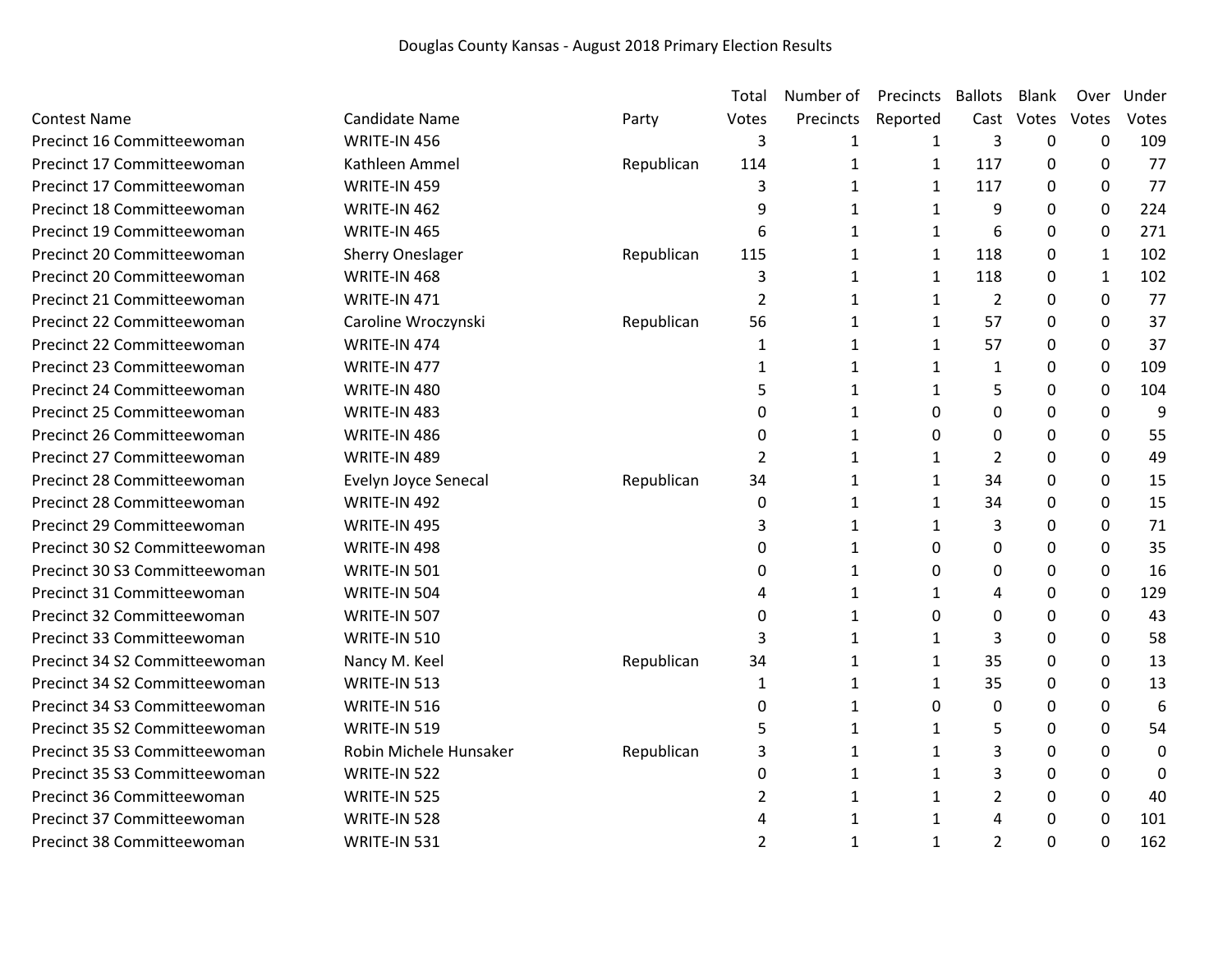Douglas County Kansas - August 2018 Primary Election Results

| Contest Name | Candidate Name | Party | Total Votes | Number of Precincts | Precincts Reported | Ballots Cast | Blank Votes | Over Votes | Under Votes |
|---|---|---|---|---|---|---|---|---|---|
| Precinct 16 Committeewoman | WRITE-IN 456 | | 3 | 1 | 1 | 3 | 0 | 0 | 109 |
| Precinct 17 Committeewoman | Kathleen Ammel | Republican | 114 | 1 | 1 | 117 | 0 | 0 | 77 |
| Precinct 17 Committeewoman | WRITE-IN 459 | | 3 | 1 | 1 | 117 | 0 | 0 | 77 |
| Precinct 18 Committeewoman | WRITE-IN 462 | | 9 | 1 | 1 | 9 | 0 | 0 | 224 |
| Precinct 19 Committeewoman | WRITE-IN 465 | | 6 | 1 | 1 | 6 | 0 | 0 | 271 |
| Precinct 20 Committeewoman | Sherry Oneslager | Republican | 115 | 1 | 1 | 118 | 0 | 1 | 102 |
| Precinct 20 Committeewoman | WRITE-IN 468 | | 3 | 1 | 1 | 118 | 0 | 1 | 102 |
| Precinct 21 Committeewoman | WRITE-IN 471 | | 2 | 1 | 1 | 2 | 0 | 0 | 77 |
| Precinct 22 Committeewoman | Caroline Wroczynski | Republican | 56 | 1 | 1 | 57 | 0 | 0 | 37 |
| Precinct 22 Committeewoman | WRITE-IN 474 | | 1 | 1 | 1 | 57 | 0 | 0 | 37 |
| Precinct 23 Committeewoman | WRITE-IN 477 | | 1 | 1 | 1 | 1 | 0 | 0 | 109 |
| Precinct 24 Committeewoman | WRITE-IN 480 | | 5 | 1 | 1 | 5 | 0 | 0 | 104 |
| Precinct 25 Committeewoman | WRITE-IN 483 | | 0 | 1 | 0 | 0 | 0 | 0 | 9 |
| Precinct 26 Committeewoman | WRITE-IN 486 | | 0 | 1 | 0 | 0 | 0 | 0 | 55 |
| Precinct 27 Committeewoman | WRITE-IN 489 | | 2 | 1 | 1 | 2 | 0 | 0 | 49 |
| Precinct 28 Committeewoman | Evelyn Joyce Senecal | Republican | 34 | 1 | 1 | 34 | 0 | 0 | 15 |
| Precinct 28 Committeewoman | WRITE-IN 492 | | 0 | 1 | 1 | 34 | 0 | 0 | 15 |
| Precinct 29 Committeewoman | WRITE-IN 495 | | 3 | 1 | 1 | 3 | 0 | 0 | 71 |
| Precinct 30 S2 Committeewoman | WRITE-IN 498 | | 0 | 1 | 0 | 0 | 0 | 0 | 35 |
| Precinct 30 S3 Committeewoman | WRITE-IN 501 | | 0 | 1 | 0 | 0 | 0 | 0 | 16 |
| Precinct 31 Committeewoman | WRITE-IN 504 | | 4 | 1 | 1 | 4 | 0 | 0 | 129 |
| Precinct 32 Committeewoman | WRITE-IN 507 | | 0 | 1 | 0 | 0 | 0 | 0 | 43 |
| Precinct 33 Committeewoman | WRITE-IN 510 | | 3 | 1 | 1 | 3 | 0 | 0 | 58 |
| Precinct 34 S2 Committeewoman | Nancy M. Keel | Republican | 34 | 1 | 1 | 35 | 0 | 0 | 13 |
| Precinct 34 S2 Committeewoman | WRITE-IN 513 | | 1 | 1 | 1 | 35 | 0 | 0 | 13 |
| Precinct 34 S3 Committeewoman | WRITE-IN 516 | | 0 | 1 | 0 | 0 | 0 | 0 | 6 |
| Precinct 35 S2 Committeewoman | WRITE-IN 519 | | 5 | 1 | 1 | 5 | 0 | 0 | 54 |
| Precinct 35 S3 Committeewoman | Robin Michele Hunsaker | Republican | 3 | 1 | 1 | 3 | 0 | 0 | 0 |
| Precinct 35 S3 Committeewoman | WRITE-IN 522 | | 0 | 1 | 1 | 3 | 0 | 0 | 0 |
| Precinct 36 Committeewoman | WRITE-IN 525 | | 2 | 1 | 1 | 2 | 0 | 0 | 40 |
| Precinct 37 Committeewoman | WRITE-IN 528 | | 4 | 1 | 1 | 4 | 0 | 0 | 101 |
| Precinct 38 Committeewoman | WRITE-IN 531 | | 2 | 1 | 1 | 2 | 0 | 0 | 162 |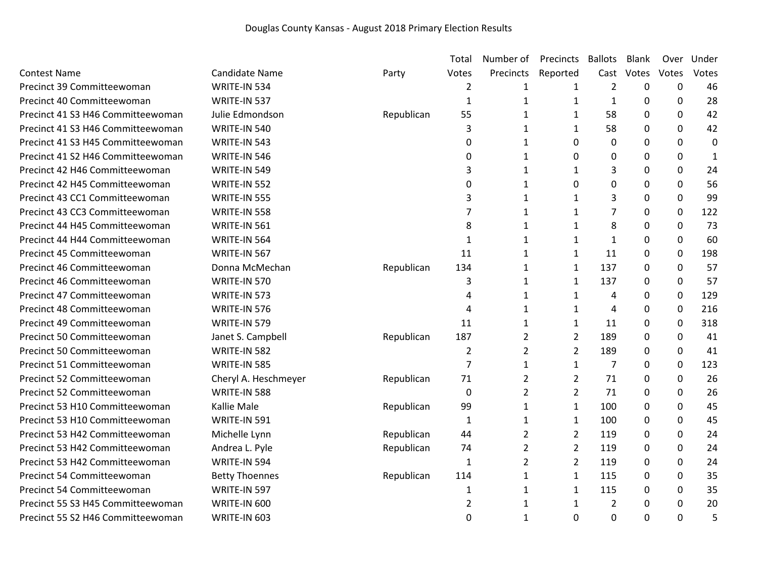Douglas County Kansas - August 2018 Primary Election Results

| Contest Name | Candidate Name | Party | Total Votes | Number of Precincts | Precincts Reported | Ballots Cast | Blank Votes | Over Votes | Under Votes |
|---|---|---|---|---|---|---|---|---|---|
| Precinct 39 Committeewoman | WRITE-IN 534 | | 2 | 1 | 1 | 2 | 0 | 0 | 46 |
| Precinct 40 Committeewoman | WRITE-IN 537 | | 1 | 1 | 1 | 1 | 0 | 0 | 28 |
| Precinct 41 S3 H46 Committeewoman | Julie Edmondson | Republican | 55 | 1 | 1 | 58 | 0 | 0 | 42 |
| Precinct 41 S3 H46 Committeewoman | WRITE-IN 540 | | 3 | 1 | 1 | 58 | 0 | 0 | 42 |
| Precinct 41 S3 H45 Committeewoman | WRITE-IN 543 | | 0 | 1 | 0 | 0 | 0 | 0 | 0 |
| Precinct 41 S2 H46 Committeewoman | WRITE-IN 546 | | 0 | 1 | 0 | 0 | 0 | 0 | 1 |
| Precinct 42 H46 Committeewoman | WRITE-IN 549 | | 3 | 1 | 1 | 3 | 0 | 0 | 24 |
| Precinct 42 H45 Committeewoman | WRITE-IN 552 | | 0 | 1 | 0 | 0 | 0 | 0 | 56 |
| Precinct 43 CC1 Committeewoman | WRITE-IN 555 | | 3 | 1 | 1 | 3 | 0 | 0 | 99 |
| Precinct 43 CC3 Committeewoman | WRITE-IN 558 | | 7 | 1 | 1 | 7 | 0 | 0 | 122 |
| Precinct 44 H45 Committeewoman | WRITE-IN 561 | | 8 | 1 | 1 | 8 | 0 | 0 | 73 |
| Precinct 44 H44 Committeewoman | WRITE-IN 564 | | 1 | 1 | 1 | 1 | 0 | 0 | 60 |
| Precinct 45 Committeewoman | WRITE-IN 567 | | 11 | 1 | 1 | 11 | 0 | 0 | 198 |
| Precinct 46 Committeewoman | Donna McMechan | Republican | 134 | 1 | 1 | 137 | 0 | 0 | 57 |
| Precinct 46 Committeewoman | WRITE-IN 570 | | 3 | 1 | 1 | 137 | 0 | 0 | 57 |
| Precinct 47 Committeewoman | WRITE-IN 573 | | 4 | 1 | 1 | 4 | 0 | 0 | 129 |
| Precinct 48 Committeewoman | WRITE-IN 576 | | 4 | 1 | 1 | 4 | 0 | 0 | 216 |
| Precinct 49 Committeewoman | WRITE-IN 579 | | 11 | 1 | 1 | 11 | 0 | 0 | 318 |
| Precinct 50 Committeewoman | Janet S. Campbell | Republican | 187 | 2 | 2 | 189 | 0 | 0 | 41 |
| Precinct 50 Committeewoman | WRITE-IN 582 | | 2 | 2 | 2 | 189 | 0 | 0 | 41 |
| Precinct 51 Committeewoman | WRITE-IN 585 | | 7 | 1 | 1 | 7 | 0 | 0 | 123 |
| Precinct 52 Committeewoman | Cheryl A. Heschmeyer | Republican | 71 | 2 | 2 | 71 | 0 | 0 | 26 |
| Precinct 52 Committeewoman | WRITE-IN 588 | | 0 | 2 | 2 | 71 | 0 | 0 | 26 |
| Precinct 53 H10 Committeewoman | Kallie Male | Republican | 99 | 1 | 1 | 100 | 0 | 0 | 45 |
| Precinct 53 H10 Committeewoman | WRITE-IN 591 | | 1 | 1 | 1 | 100 | 0 | 0 | 45 |
| Precinct 53 H42 Committeewoman | Michelle Lynn | Republican | 44 | 2 | 2 | 119 | 0 | 0 | 24 |
| Precinct 53 H42 Committeewoman | Andrea L. Pyle | Republican | 74 | 2 | 2 | 119 | 0 | 0 | 24 |
| Precinct 53 H42 Committeewoman | WRITE-IN 594 | | 1 | 2 | 2 | 119 | 0 | 0 | 24 |
| Precinct 54 Committeewoman | Betty Thoennes | Republican | 114 | 1 | 1 | 115 | 0 | 0 | 35 |
| Precinct 54 Committeewoman | WRITE-IN 597 | | 1 | 1 | 1 | 115 | 0 | 0 | 35 |
| Precinct 55 S3 H45 Committeewoman | WRITE-IN 600 | | 2 | 1 | 1 | 2 | 0 | 0 | 20 |
| Precinct 55 S2 H46 Committeewoman | WRITE-IN 603 | | 0 | 1 | 0 | 0 | 0 | 0 | 5 |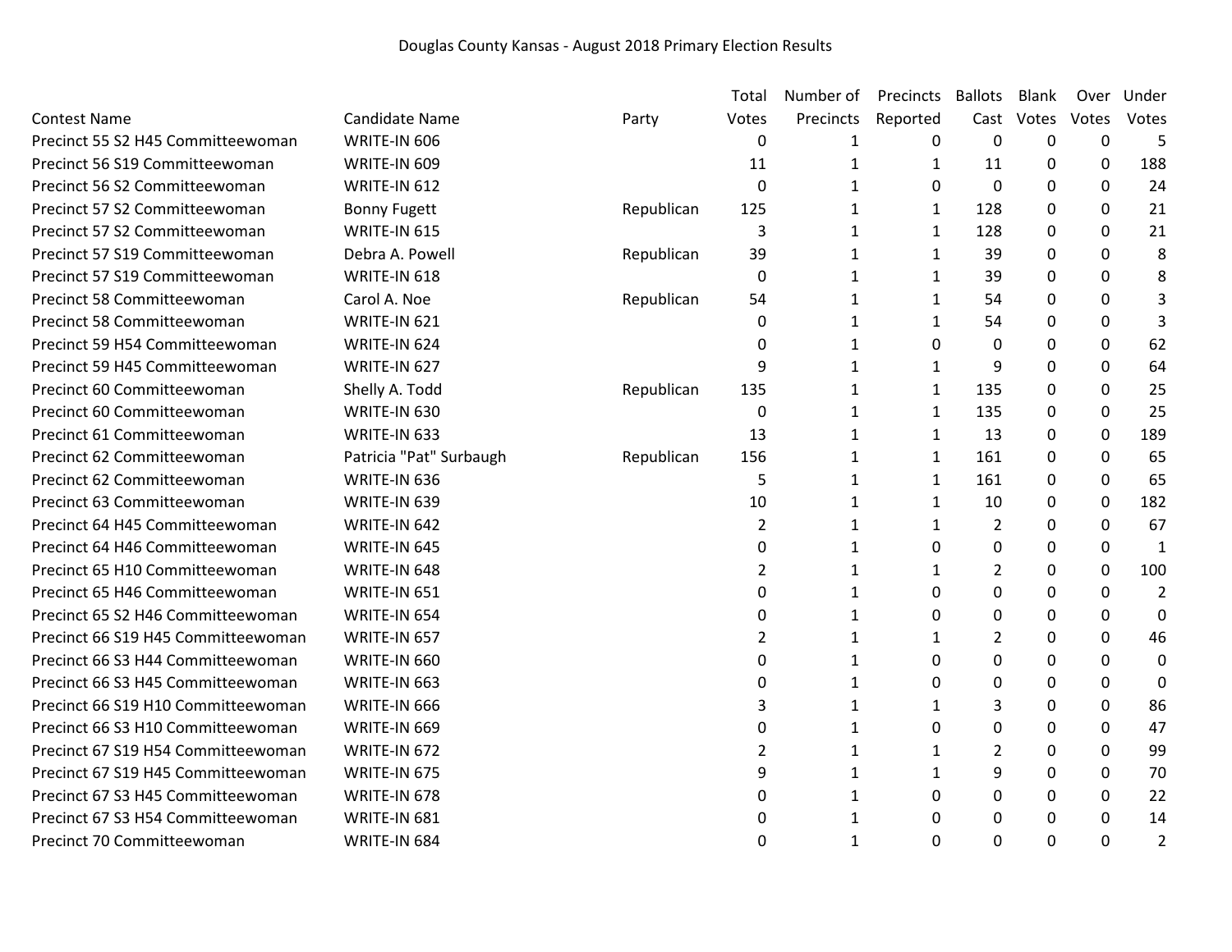# Douglas County Kansas - August 2018 Primary Election Results

| Contest Name | Candidate Name | Party | Total Votes | Number of Precincts | Precincts Reported | Ballots Cast | Blank Votes | Over Votes | Under Votes |
|---|---|---|---|---|---|---|---|---|---|
| Precinct 55 S2 H45 Committeewoman | WRITE-IN 606 | | 0 | 1 | 0 | 0 | 0 | 0 | 5 |
| Precinct 56 S19 Committeewoman | WRITE-IN 609 | | 11 | 1 | 1 | 11 | 0 | 0 | 188 |
| Precinct 56 S2 Committeewoman | WRITE-IN 612 | | 0 | 1 | 0 | 0 | 0 | 0 | 24 |
| Precinct 57 S2 Committeewoman | Bonny Fugett | Republican | 125 | 1 | 1 | 128 | 0 | 0 | 21 |
| Precinct 57 S2 Committeewoman | WRITE-IN 615 | | 3 | 1 | 1 | 128 | 0 | 0 | 21 |
| Precinct 57 S19 Committeewoman | Debra A. Powell | Republican | 39 | 1 | 1 | 39 | 0 | 0 | 8 |
| Precinct 57 S19 Committeewoman | WRITE-IN 618 | | 0 | 1 | 1 | 39 | 0 | 0 | 8 |
| Precinct 58 Committeewoman | Carol A. Noe | Republican | 54 | 1 | 1 | 54 | 0 | 0 | 3 |
| Precinct 58 Committeewoman | WRITE-IN 621 | | 0 | 1 | 1 | 54 | 0 | 0 | 3 |
| Precinct 59 H54 Committeewoman | WRITE-IN 624 | | 0 | 1 | 0 | 0 | 0 | 0 | 62 |
| Precinct 59 H45 Committeewoman | WRITE-IN 627 | | 9 | 1 | 1 | 9 | 0 | 0 | 64 |
| Precinct 60 Committeewoman | Shelly A. Todd | Republican | 135 | 1 | 1 | 135 | 0 | 0 | 25 |
| Precinct 60 Committeewoman | WRITE-IN 630 | | 0 | 1 | 1 | 135 | 0 | 0 | 25 |
| Precinct 61 Committeewoman | WRITE-IN 633 | | 13 | 1 | 1 | 13 | 0 | 0 | 189 |
| Precinct 62 Committeewoman | Patricia "Pat" Surbaugh | Republican | 156 | 1 | 1 | 161 | 0 | 0 | 65 |
| Precinct 62 Committeewoman | WRITE-IN 636 | | 5 | 1 | 1 | 161 | 0 | 0 | 65 |
| Precinct 63 Committeewoman | WRITE-IN 639 | | 10 | 1 | 1 | 10 | 0 | 0 | 182 |
| Precinct 64 H45 Committeewoman | WRITE-IN 642 | | 2 | 1 | 1 | 2 | 0 | 0 | 67 |
| Precinct 64 H46 Committeewoman | WRITE-IN 645 | | 0 | 1 | 0 | 0 | 0 | 0 | 1 |
| Precinct 65 H10 Committeewoman | WRITE-IN 648 | | 2 | 1 | 1 | 2 | 0 | 0 | 100 |
| Precinct 65 H46 Committeewoman | WRITE-IN 651 | | 0 | 1 | 0 | 0 | 0 | 0 | 2 |
| Precinct 65 S2 H46 Committeewoman | WRITE-IN 654 | | 0 | 1 | 0 | 0 | 0 | 0 | 0 |
| Precinct 66 S19 H45 Committeewoman | WRITE-IN 657 | | 2 | 1 | 1 | 2 | 0 | 0 | 46 |
| Precinct 66 S3 H44 Committeewoman | WRITE-IN 660 | | 0 | 1 | 0 | 0 | 0 | 0 | 0 |
| Precinct 66 S3 H45 Committeewoman | WRITE-IN 663 | | 0 | 1 | 0 | 0 | 0 | 0 | 0 |
| Precinct 66 S19 H10 Committeewoman | WRITE-IN 666 | | 3 | 1 | 1 | 3 | 0 | 0 | 86 |
| Precinct 66 S3 H10 Committeewoman | WRITE-IN 669 | | 0 | 1 | 0 | 0 | 0 | 0 | 47 |
| Precinct 67 S19 H54 Committeewoman | WRITE-IN 672 | | 2 | 1 | 1 | 2 | 0 | 0 | 99 |
| Precinct 67 S19 H45 Committeewoman | WRITE-IN 675 | | 9 | 1 | 1 | 9 | 0 | 0 | 70 |
| Precinct 67 S3 H45 Committeewoman | WRITE-IN 678 | | 0 | 1 | 0 | 0 | 0 | 0 | 22 |
| Precinct 67 S3 H54 Committeewoman | WRITE-IN 681 | | 0 | 1 | 0 | 0 | 0 | 0 | 14 |
| Precinct 70 Committeewoman | WRITE-IN 684 | | 0 | 1 | 0 | 0 | 0 | 0 | 2 |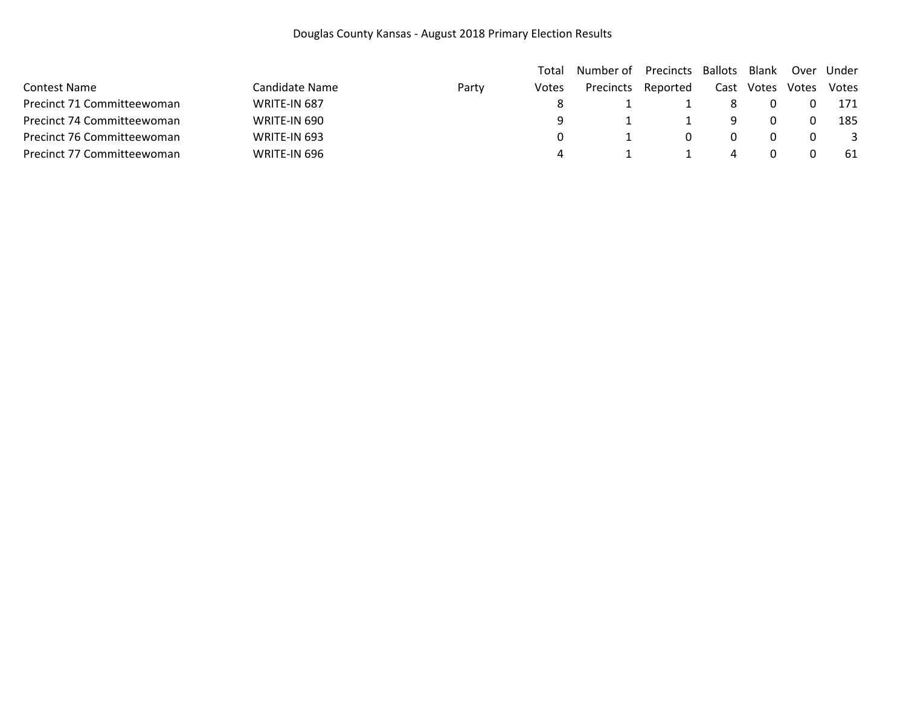Douglas County Kansas - August 2018 Primary Election Results

| Contest Name | Candidate Name | Party | Total Votes | Number of Precincts | Precincts Reported | Ballots Cast | Blank Votes | Over Votes | Under Votes |
|---|---|---|---|---|---|---|---|---|---|
| Precinct 71 Committeewoman | WRITE-IN 687 | | 8 | 1 | 1 | 8 | 0 | 0 | 171 |
| Precinct 74 Committeewoman | WRITE-IN 690 | | 9 | 1 | 1 | 9 | 0 | 0 | 185 |
| Precinct 76 Committeewoman | WRITE-IN 693 | | 0 | 1 | 0 | 0 | 0 | 0 | 3 |
| Precinct 77 Committeewoman | WRITE-IN 696 | | 4 | 1 | 1 | 4 | 0 | 0 | 61 |